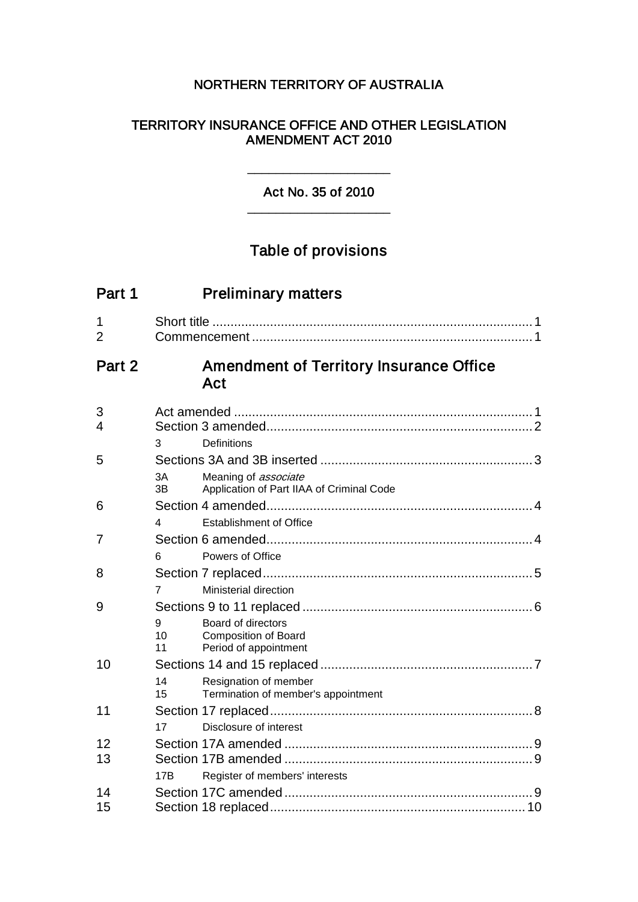NORTHERN TERRITORY OF AUSTRALIA

# TERRITORY INSURANCE OFFICE AND OTHER LEGISLATION AMENDMENT ACT 2010

---

Act No. 35 of 2010

---

## Table of provisions

### Part 1 Preliminary matters

1 Short title ........ 1
2 Commencement ........ 1

### Part 2 Amendment of Territory Insurance Office Act

3 Act amended ........ 1
4 Section 3 amended ........ 2
 3 Definitions
5 Sections 3A and 3B inserted ........ 3
 3A Meaning of *associate*
 3B Application of Part IIAA of Criminal Code
6 Section 4 amended ........ 4
 4 Establishment of Office
7 Section 6 amended ........ 4
 6 Powers of Office
8 Section 7 replaced ........ 5
 7 Ministerial direction
9 Sections 9 to 11 replaced ........ 6
 9 Board of directors
 10 Composition of Board
 11 Period of appointment
10 Sections 14 and 15 replaced ........ 7
 14 Resignation of member
 15 Termination of member's appointment
11 Section 17 replaced ........ 8
 17 Disclosure of interest
12 Section 17A amended ........ 9
13 Section 17B amended ........ 9
 17B Register of members' interests
14 Section 17C amended ........ 9
15 Section 18 replaced ........ 10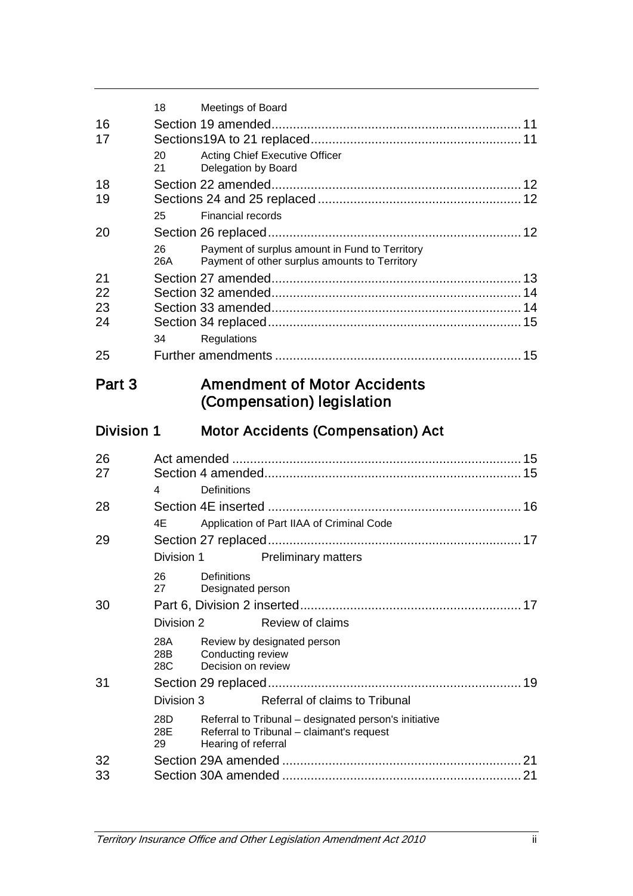| | | | |
|---|---|---|---|
| | 18 | Meetings of Board | |
| 16 | | Section 19 amended | 11 |
| 17 | | Sections19A to 21 replaced | 11 |
| | 20 | Acting Chief Executive Officer | |
| | 21 | Delegation by Board | |
| 18 | | Section 22 amended | 12 |
| 19 | | Sections 24 and 25 replaced | 12 |
| | 25 | Financial records | |
| 20 | | Section 26 replaced | 12 |
| | 26 | Payment of surplus amount in Fund to Territory | |
| | 26A | Payment of other surplus amounts to Territory | |
| 21 | | Section 27 amended | 13 |
| 22 | | Section 32 amended | 14 |
| 23 | | Section 33 amended | 14 |
| 24 | | Section 34 replaced | 15 |
| | 34 | Regulations | |
| 25 | | Further amendments | 15 |

## Part 3 Amendment of Motor Accidents (Compensation) legislation

### Division 1 Motor Accidents (Compensation) Act

| | | | |
|---|---|---|---|
| 26 | | Act amended | 15 |
| 27 | | Section 4 amended | 15 |
| | 4 | Definitions | |
| 28 | | Section 4E inserted | 16 |
| | 4E | Application of Part IIAA of Criminal Code | |
| 29 | | Section 27 replaced | 17 |
| | Division 1 | Preliminary matters | |
| | 26 | Definitions | |
| | 27 | Designated person | |
| 30 | | Part 6, Division 2 inserted | 17 |
| | Division 2 | Review of claims | |
| | 28A | Review by designated person | |
| | 28B | Conducting review | |
| | 28C | Decision on review | |
| 31 | | Section 29 replaced | 19 |
| | Division 3 | Referral of claims to Tribunal | |
| | 28D | Referral to Tribunal – designated person's initiative | |
| | 28E | Referral to Tribunal – claimant's request | |
| | 29 | Hearing of referral | |
| 32 | | Section 29A amended | 21 |
| 33 | | Section 30A amended | 21 |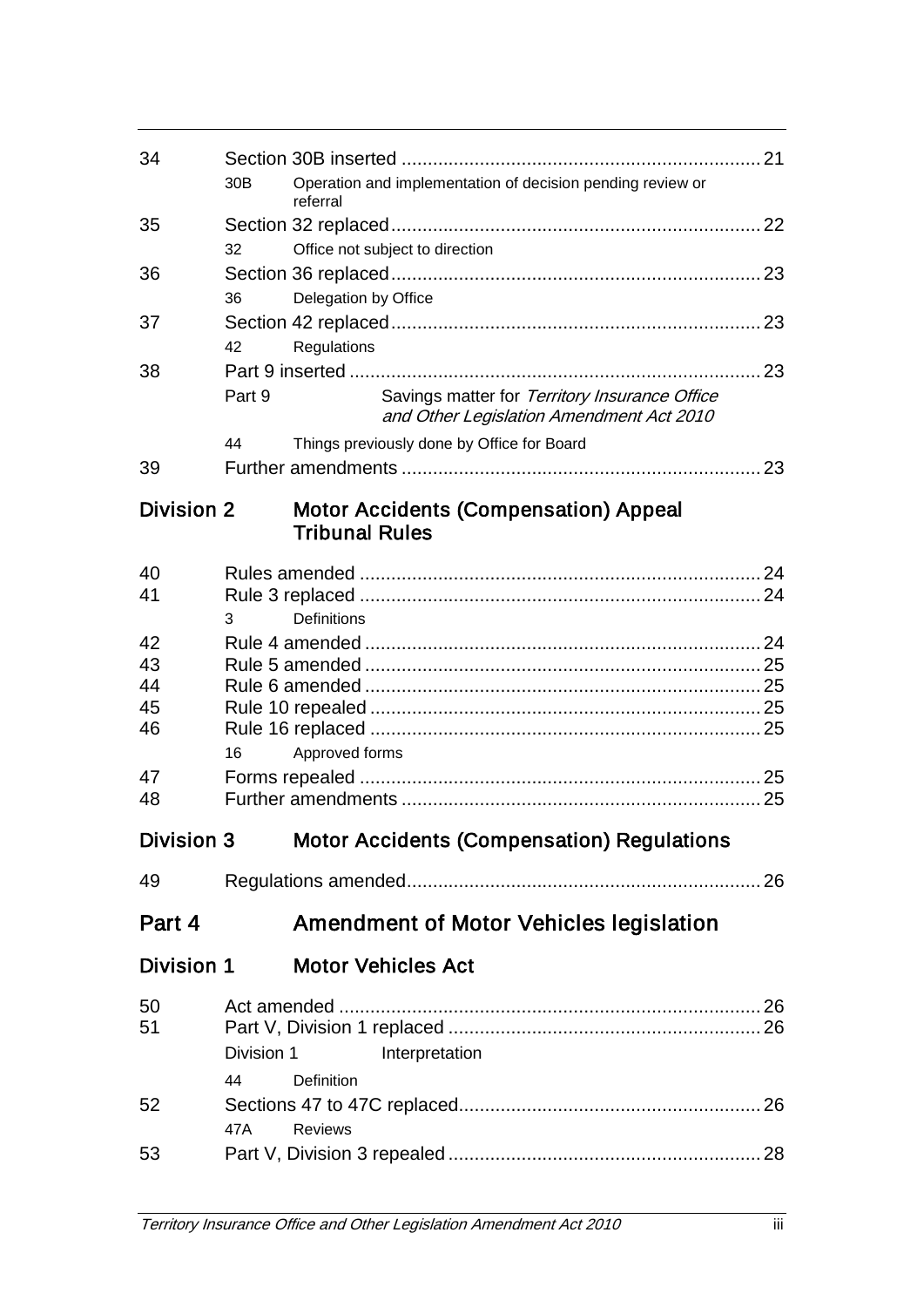| | | |
|---|---|---|
| 34 | Section 30B inserted | 21 |
| | 30B Operation and implementation of decision pending review or referral | |
| 35 | Section 32 replaced | 22 |
| | 32 Office not subject to direction | |
| 36 | Section 36 replaced | 23 |
| | 36 Delegation by Office | |
| 37 | Section 42 replaced | 23 |
| | 42 Regulations | |
| 38 | Part 9 inserted | 23 |
| | Part 9 Savings matter for *Territory Insurance Office and Other Legislation Amendment Act 2010* | |
| | 44 Things previously done by Office for Board | |
| 39 | Further amendments | 23 |

## Division 2 Motor Accidents (Compensation) Appeal Tribunal Rules

| | | |
|---|---|---|
| 40 | Rules amended | 24 |
| 41 | Rule 3 replaced | 24 |
| | 3 Definitions | |
| 42 | Rule 4 amended | 24 |
| 43 | Rule 5 amended | 25 |
| 44 | Rule 6 amended | 25 |
| 45 | Rule 10 repealed | 25 |
| 46 | Rule 16 replaced | 25 |
| | 16 Approved forms | |
| 47 | Forms repealed | 25 |
| 48 | Further amendments | 25 |

## Division 3 Motor Accidents (Compensation) Regulations

| | | |
|---|---|---|
| 49 | Regulations amended | 26 |

# Part 4 Amendment of Motor Vehicles legislation

## Division 1 Motor Vehicles Act

| | | |
|---|---|---|
| 50 | Act amended | 26 |
| 51 | Part V, Division 1 replaced | 26 |
| | Division 1 Interpretation | |
| | 44 Definition | |
| 52 | Sections 47 to 47C replaced | 26 |
| | 47A Reviews | |
| 53 | Part V, Division 3 repealed | 28 |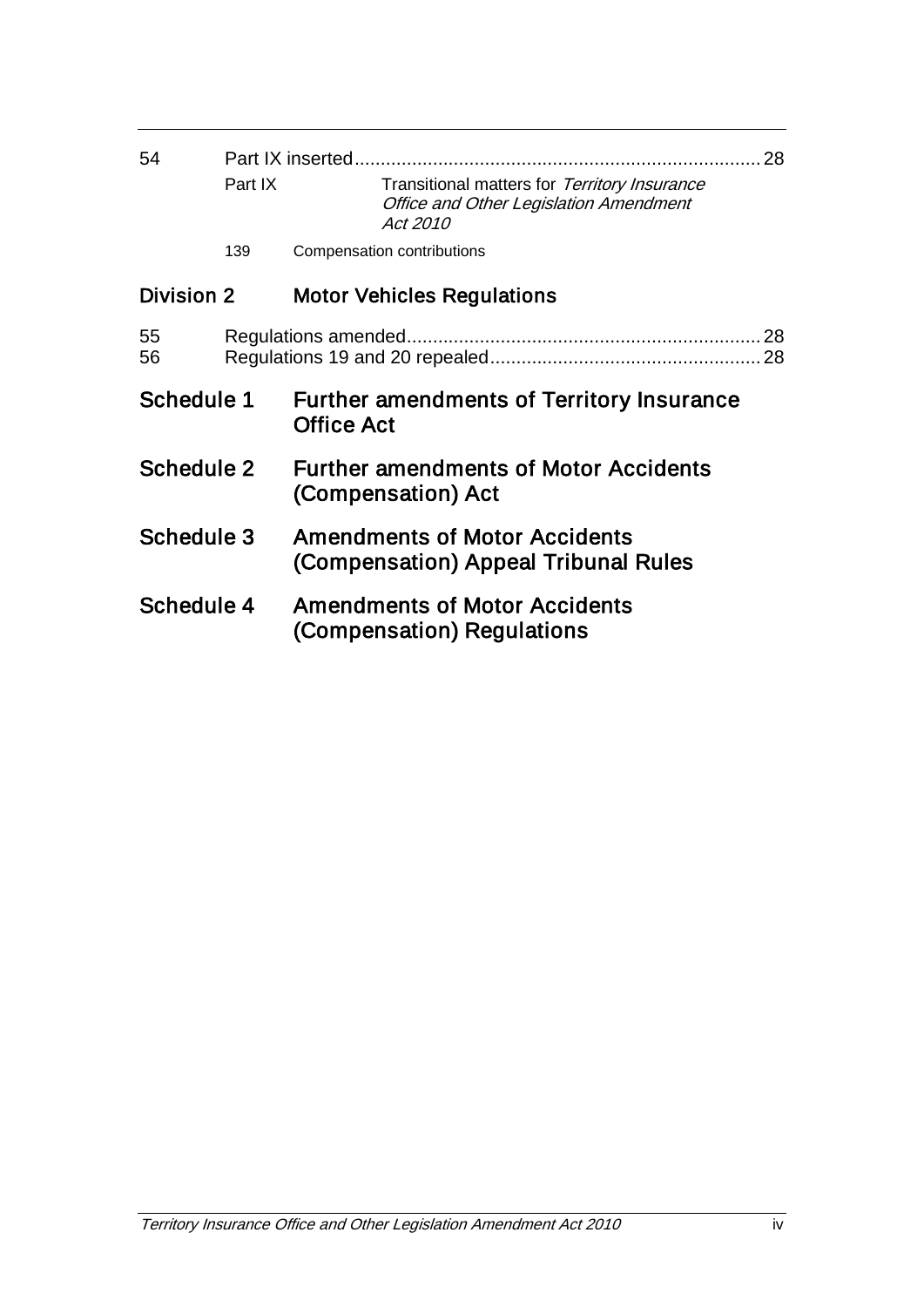54 Part IX inserted ... 28

Part IX Transitional matters for *Territory Insurance Office and Other Legislation Amendment Act 2010*

139 Compensation contributions

## Division 2 Motor Vehicles Regulations

55 Regulations amended ... 28
56 Regulations 19 and 20 repealed ... 28

## Schedule 1 Further amendments of Territory Insurance Office Act

## Schedule 2 Further amendments of Motor Accidents (Compensation) Act

## Schedule 3 Amendments of Motor Accidents (Compensation) Appeal Tribunal Rules

## Schedule 4 Amendments of Motor Accidents (Compensation) Regulations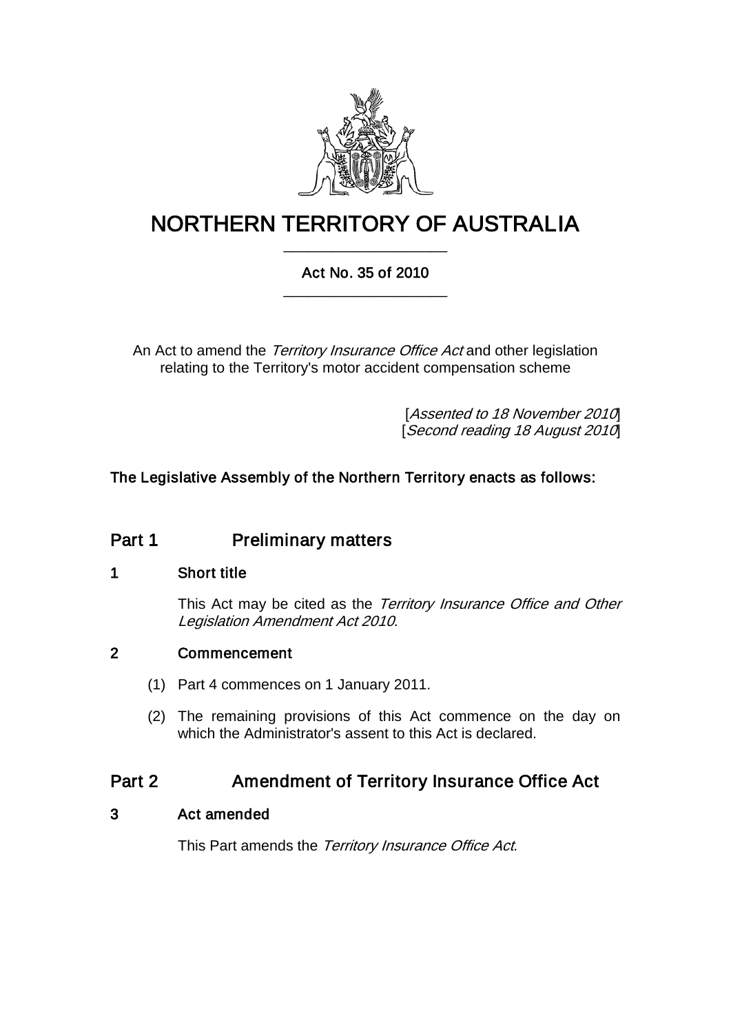# NORTHERN TERRITORY OF AUSTRALIA

## Act No. 35 of 2010

An Act to amend the *Territory Insurance Office Act* and other legislation relating to the Territory's motor accident compensation scheme

[*Assented to 18 November 2010*]
[*Second reading 18 August 2010*]

**The Legislative Assembly of the Northern Territory enacts as follows:**

## Part 1 Preliminary matters

### 1 Short title

This Act may be cited as the *Territory Insurance Office and Other Legislation Amendment Act 2010*.

### 2 Commencement

(1) Part 4 commences on 1 January 2011.

(2) The remaining provisions of this Act commence on the day on which the Administrator's assent to this Act is declared.

## Part 2 Amendment of Territory Insurance Office Act

### 3 Act amended

This Part amends the *Territory Insurance Office Act*.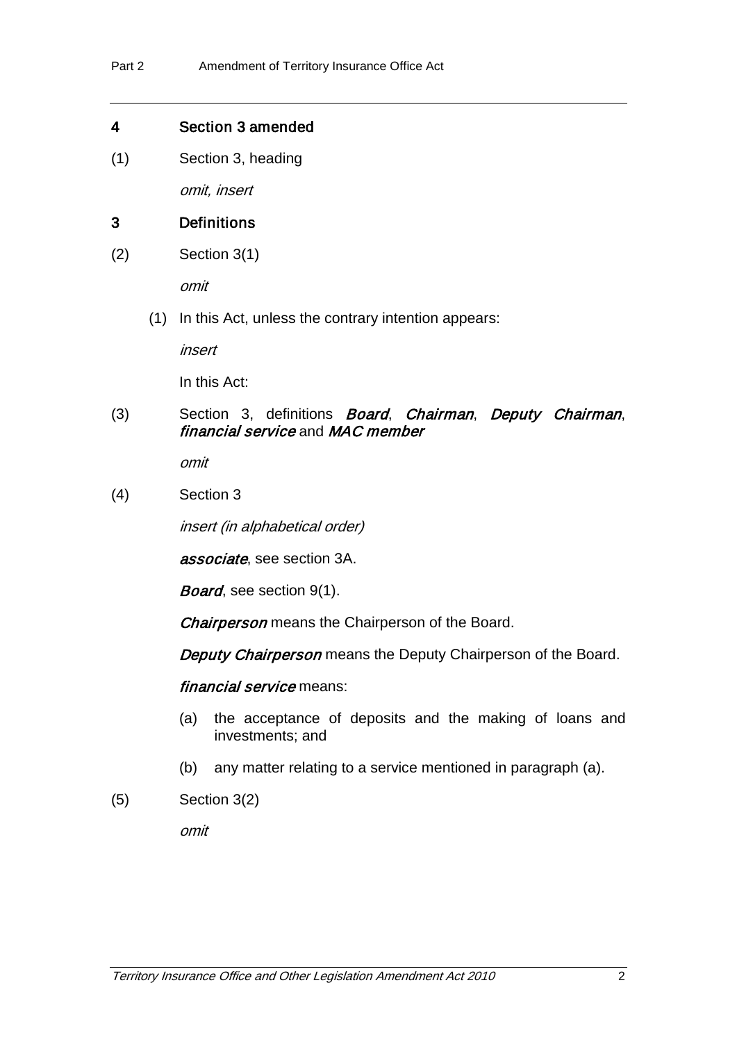## 4 Section 3 amended

(1) Section 3, heading

*omit, insert*

### 3 Definitions

(2) Section 3(1)

*omit*

(1) In this Act, unless the contrary intention appears:

*insert*

In this Act:

(3) Section 3, definitions ***Board***, ***Chairman***, ***Deputy Chairman***, ***financial service*** and ***MAC member***

*omit*

(4) Section 3

*insert (in alphabetical order)*

***associate***, see section 3A.

***Board***, see section 9(1).

***Chairperson*** means the Chairperson of the Board.

***Deputy Chairperson*** means the Deputy Chairperson of the Board.

***financial service*** means:

(a) the acceptance of deposits and the making of loans and investments; and

(b) any matter relating to a service mentioned in paragraph (a).

(5) Section 3(2)

*omit*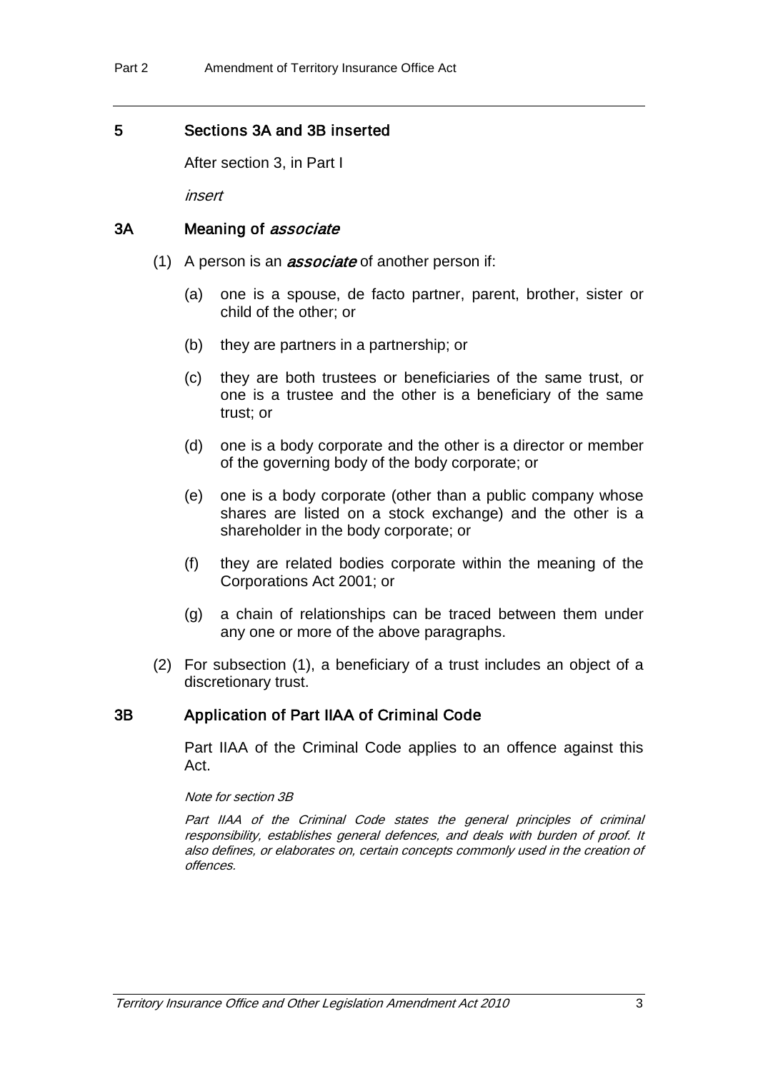## 5 Sections 3A and 3B inserted

After section 3, in Part I

*insert*

### 3A Meaning of *associate*

(1) A person is an ***associate*** of another person if:

(a) one is a spouse, de facto partner, parent, brother, sister or child of the other; or

(b) they are partners in a partnership; or

(c) they are both trustees or beneficiaries of the same trust, or one is a trustee and the other is a beneficiary of the same trust; or

(d) one is a body corporate and the other is a director or member of the governing body of the body corporate; or

(e) one is a body corporate (other than a public company whose shares are listed on a stock exchange) and the other is a shareholder in the body corporate; or

(f) they are related bodies corporate within the meaning of the Corporations Act 2001; or

(g) a chain of relationships can be traced between them under any one or more of the above paragraphs.

(2) For subsection (1), a beneficiary of a trust includes an object of a discretionary trust.

### 3B Application of Part IIAA of Criminal Code

Part IIAA of the Criminal Code applies to an offence against this Act.

*Note for section 3B*

*Part IIAA of the Criminal Code states the general principles of criminal responsibility, establishes general defences, and deals with burden of proof. It also defines, or elaborates on, certain concepts commonly used in the creation of offences.*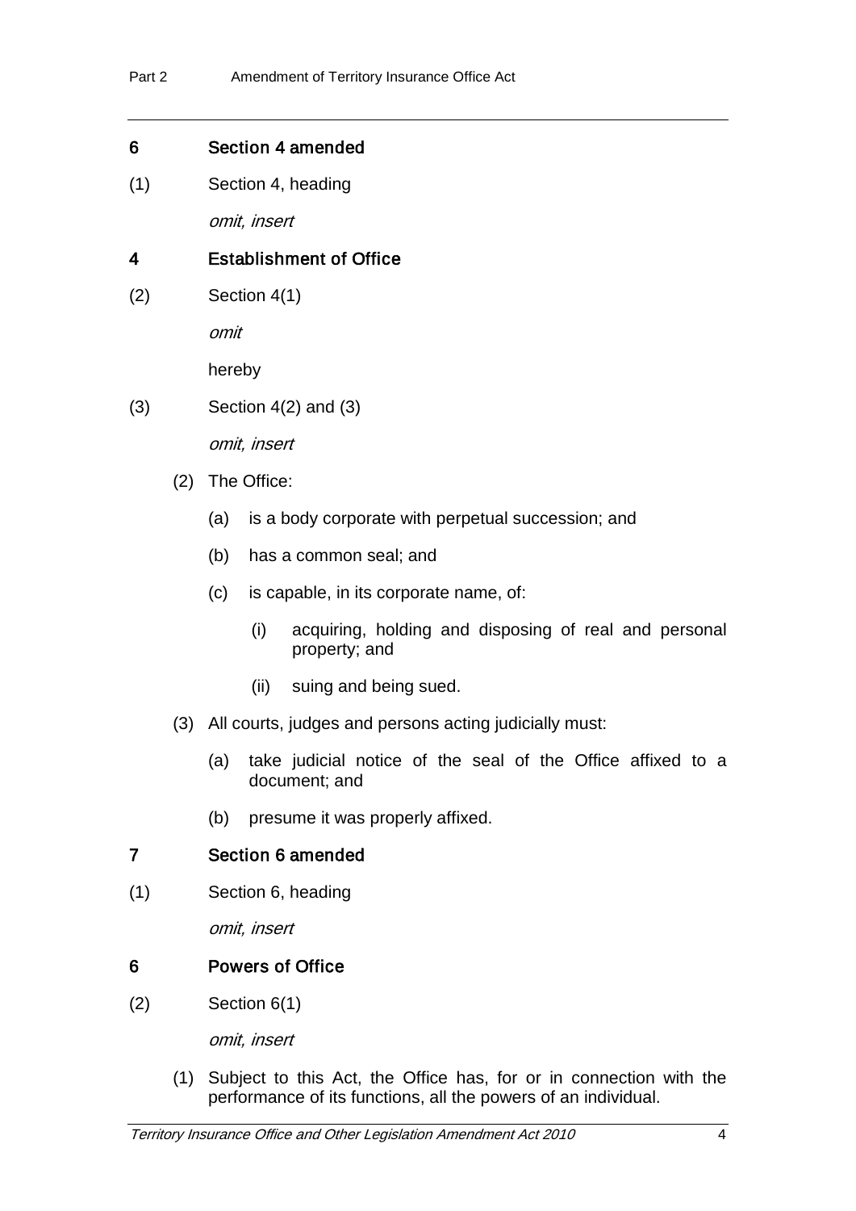### 6 Section 4 amended

(1) Section 4, heading

*omit, insert*

### 4 Establishment of Office

(2) Section 4(1)

*omit*

hereby

(3) Section 4(2) and (3)

*omit, insert*

(2) The Office:

(a) is a body corporate with perpetual succession; and

(b) has a common seal; and

(c) is capable, in its corporate name, of:

(i) acquiring, holding and disposing of real and personal property; and

(ii) suing and being sued.

(3) All courts, judges and persons acting judicially must:

(a) take judicial notice of the seal of the Office affixed to a document; and

(b) presume it was properly affixed.

### 7 Section 6 amended

(1) Section 6, heading

*omit, insert*

### 6 Powers of Office

(2) Section 6(1)

*omit, insert*

(1) Subject to this Act, the Office has, for or in connection with the performance of its functions, all the powers of an individual.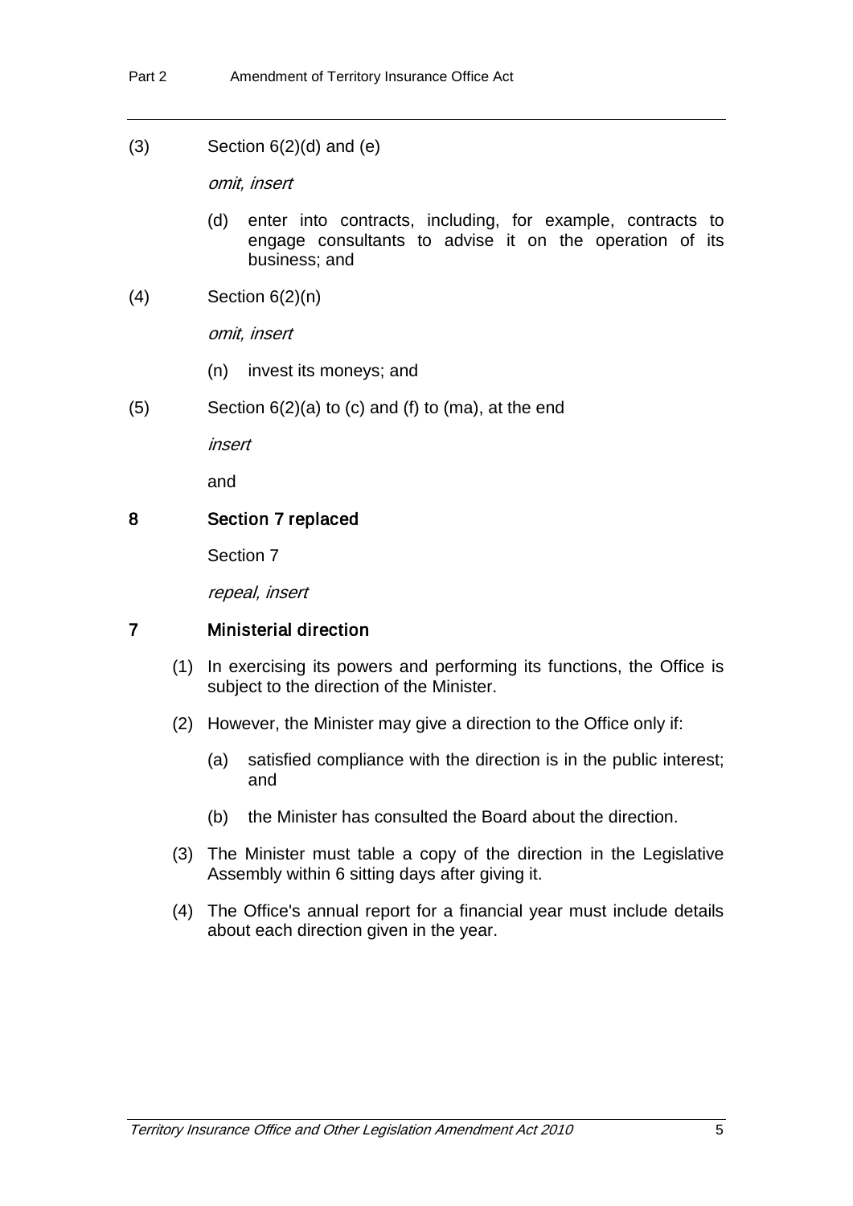(3) Section 6(2)(d) and (e)

*omit, insert*

(d) enter into contracts, including, for example, contracts to engage consultants to advise it on the operation of its business; and

(4) Section 6(2)(n)

*omit, insert*

(n) invest its moneys; and

(5) Section 6(2)(a) to (c) and (f) to (ma), at the end

*insert*

and

### 8 Section 7 replaced

Section 7

*repeal, insert*

### 7 Ministerial direction

(1) In exercising its powers and performing its functions, the Office is subject to the direction of the Minister.

(2) However, the Minister may give a direction to the Office only if:

(a) satisfied compliance with the direction is in the public interest; and

(b) the Minister has consulted the Board about the direction.

(3) The Minister must table a copy of the direction in the Legislative Assembly within 6 sitting days after giving it.

(4) The Office's annual report for a financial year must include details about each direction given in the year.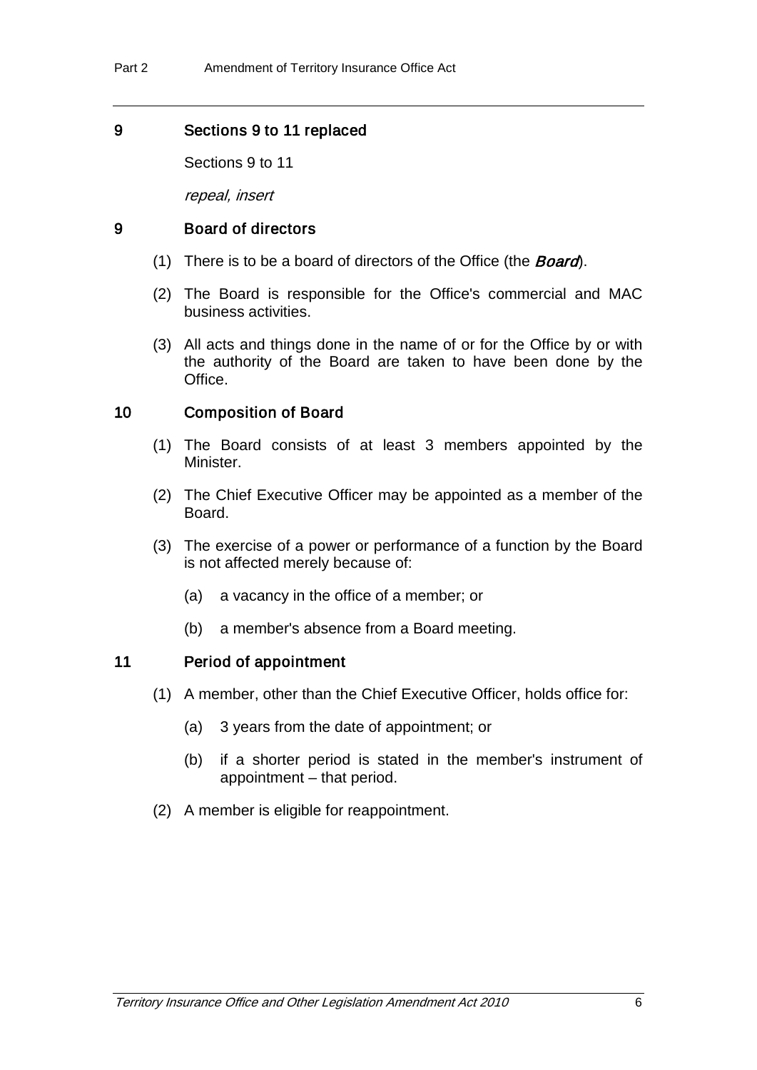## 9 Sections 9 to 11 replaced

Sections 9 to 11

*repeal, insert*

### 9 Board of directors

(1) There is to be a board of directors of the Office (the ***Board***).

(2) The Board is responsible for the Office's commercial and MAC business activities.

(3) All acts and things done in the name of or for the Office by or with the authority of the Board are taken to have been done by the Office.

### 10 Composition of Board

(1) The Board consists of at least 3 members appointed by the Minister.

(2) The Chief Executive Officer may be appointed as a member of the Board.

(3) The exercise of a power or performance of a function by the Board is not affected merely because of:

- (a) a vacancy in the office of a member; or
- (b) a member's absence from a Board meeting.

### 11 Period of appointment

(1) A member, other than the Chief Executive Officer, holds office for:

- (a) 3 years from the date of appointment; or
- (b) if a shorter period is stated in the member's instrument of appointment – that period.

(2) A member is eligible for reappointment.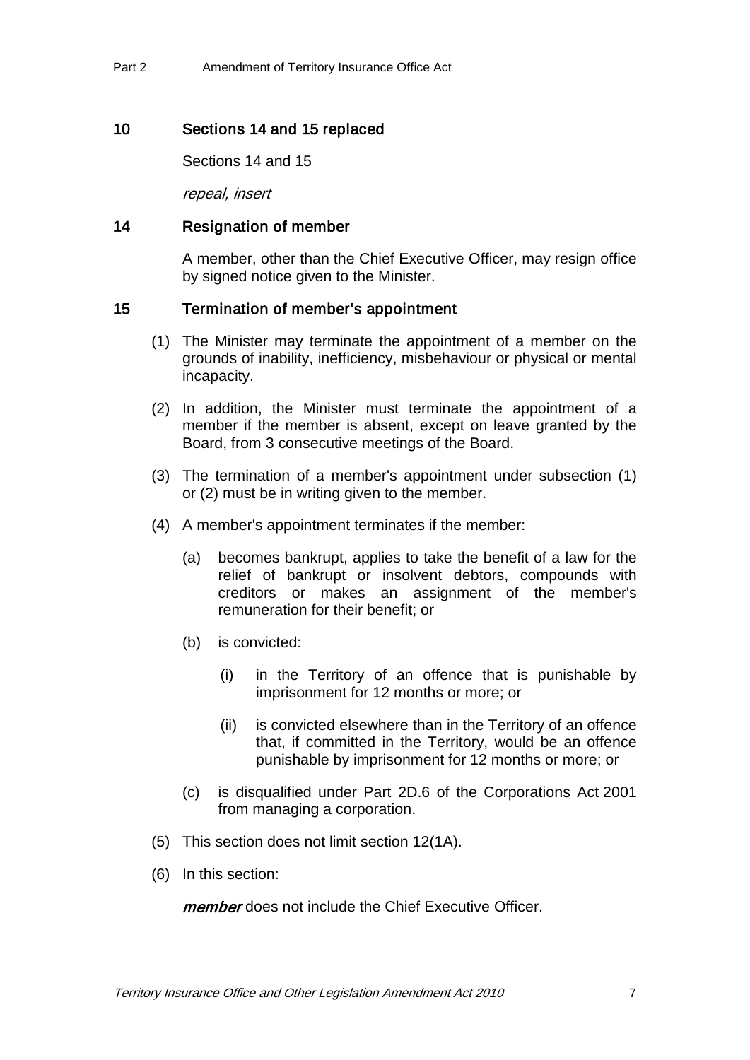## 10 Sections 14 and 15 replaced

Sections 14 and 15

*repeal, insert*

### 14 Resignation of member

A member, other than the Chief Executive Officer, may resign office by signed notice given to the Minister.

### 15 Termination of member's appointment

(1) The Minister may terminate the appointment of a member on the grounds of inability, inefficiency, misbehaviour or physical or mental incapacity.

(2) In addition, the Minister must terminate the appointment of a member if the member is absent, except on leave granted by the Board, from 3 consecutive meetings of the Board.

(3) The termination of a member's appointment under subsection (1) or (2) must be in writing given to the member.

(4) A member's appointment terminates if the member:

(a) becomes bankrupt, applies to take the benefit of a law for the relief of bankrupt or insolvent debtors, compounds with creditors or makes an assignment of the member's remuneration for their benefit; or

(b) is convicted:

(i) in the Territory of an offence that is punishable by imprisonment for 12 months or more; or

(ii) is convicted elsewhere than in the Territory of an offence that, if committed in the Territory, would be an offence punishable by imprisonment for 12 months or more; or

(c) is disqualified under Part 2D.6 of the Corporations Act 2001 from managing a corporation.

(5) This section does not limit section 12(1A).

(6) In this section:

***member*** does not include the Chief Executive Officer.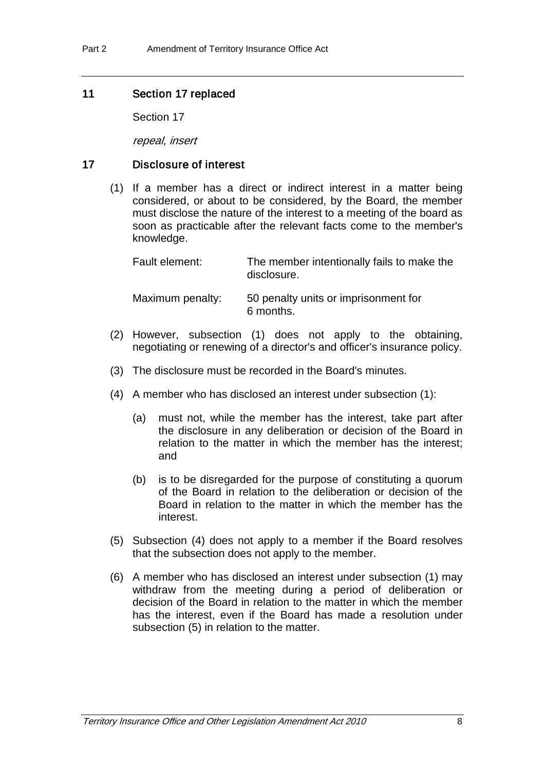### 11 Section 17 replaced

Section 17

*repeal, insert*

### 17 Disclosure of interest

(1) If a member has a direct or indirect interest in a matter being considered, or about to be considered, by the Board, the member must disclose the nature of the interest to a meeting of the board as soon as practicable after the relevant facts come to the member's knowledge.

Fault element: The member intentionally fails to make the disclosure.

Maximum penalty: 50 penalty units or imprisonment for 6 months.

(2) However, subsection (1) does not apply to the obtaining, negotiating or renewing of a director's and officer's insurance policy.

(3) The disclosure must be recorded in the Board's minutes.

(4) A member who has disclosed an interest under subsection (1):

(a) must not, while the member has the interest, take part after the disclosure in any deliberation or decision of the Board in relation to the matter in which the member has the interest; and

(b) is to be disregarded for the purpose of constituting a quorum of the Board in relation to the deliberation or decision of the Board in relation to the matter in which the member has the interest.

(5) Subsection (4) does not apply to a member if the Board resolves that the subsection does not apply to the member.

(6) A member who has disclosed an interest under subsection (1) may withdraw from the meeting during a period of deliberation or decision of the Board in relation to the matter in which the member has the interest, even if the Board has made a resolution under subsection (5) in relation to the matter.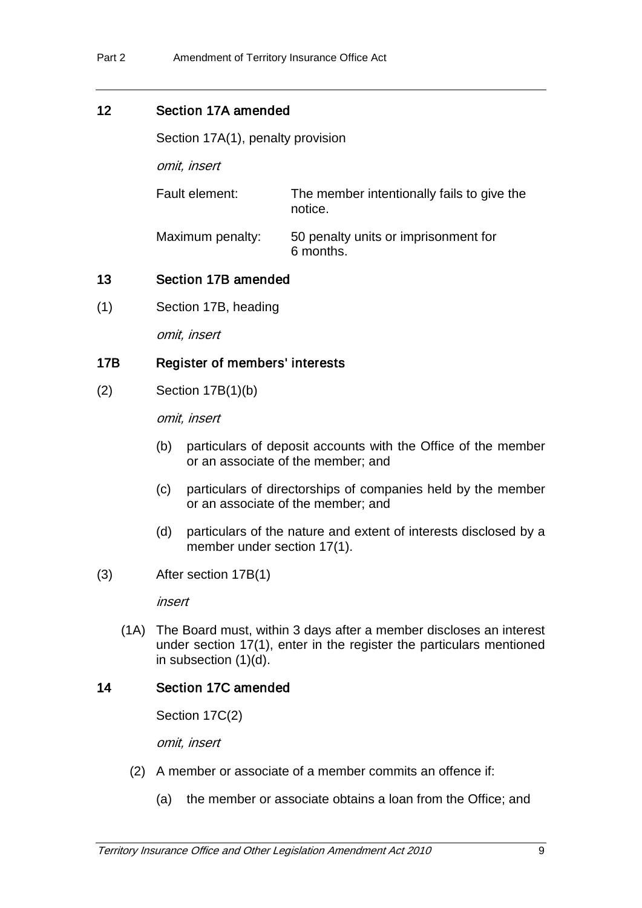## 12 Section 17A amended

Section 17A(1), penalty provision

*omit, insert*

| | |
|---|---|
| Fault element: | The member intentionally fails to give the notice. |
| Maximum penalty: | 50 penalty units or imprisonment for 6 months. |

## 13 Section 17B amended

(1) Section 17B, heading

*omit, insert*

### 17B Register of members' interests

(2) Section 17B(1)(b)

*omit, insert*

- (b) particulars of deposit accounts with the Office of the member or an associate of the member; and
- (c) particulars of directorships of companies held by the member or an associate of the member; and
- (d) particulars of the nature and extent of interests disclosed by a member under section 17(1).

(3) After section 17B(1)

*insert*

(1A) The Board must, within 3 days after a member discloses an interest under section 17(1), enter in the register the particulars mentioned in subsection (1)(d).

## 14 Section 17C amended

Section 17C(2)

*omit, insert*

(2) A member or associate of a member commits an offence if:

- (a) the member or associate obtains a loan from the Office; and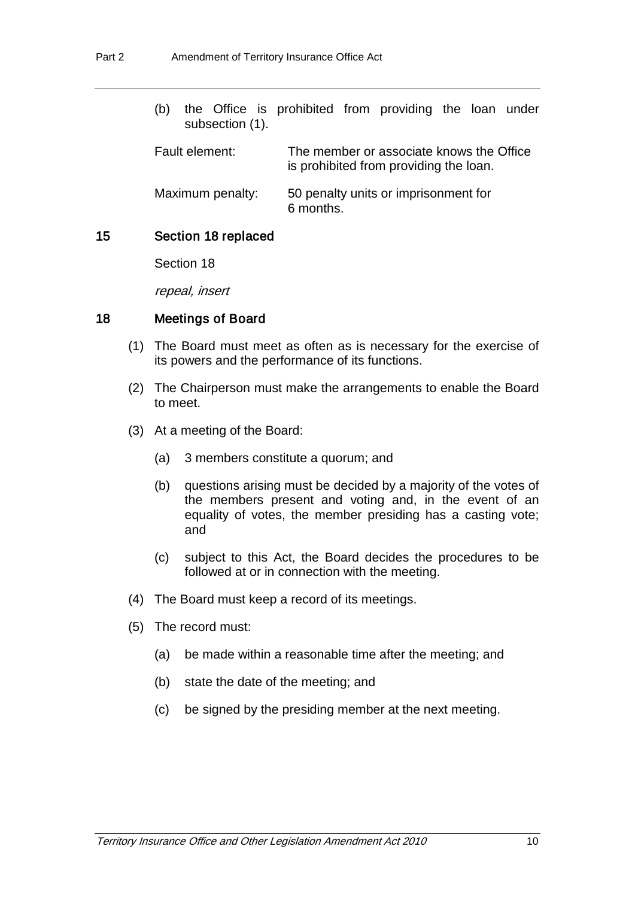(b) the Office is prohibited from providing the loan under subsection (1).

Fault element: The member or associate knows the Office is prohibited from providing the loan.

Maximum penalty: 50 penalty units or imprisonment for 6 months.

## 15 Section 18 replaced

Section 18

*repeal, insert*

### 18 Meetings of Board

(1) The Board must meet as often as is necessary for the exercise of its powers and the performance of its functions.

(2) The Chairperson must make the arrangements to enable the Board to meet.

(3) At a meeting of the Board:

(a) 3 members constitute a quorum; and

(b) questions arising must be decided by a majority of the votes of the members present and voting and, in the event of an equality of votes, the member presiding has a casting vote; and

(c) subject to this Act, the Board decides the procedures to be followed at or in connection with the meeting.

(4) The Board must keep a record of its meetings.

(5) The record must:

(a) be made within a reasonable time after the meeting; and

(b) state the date of the meeting; and

(c) be signed by the presiding member at the next meeting.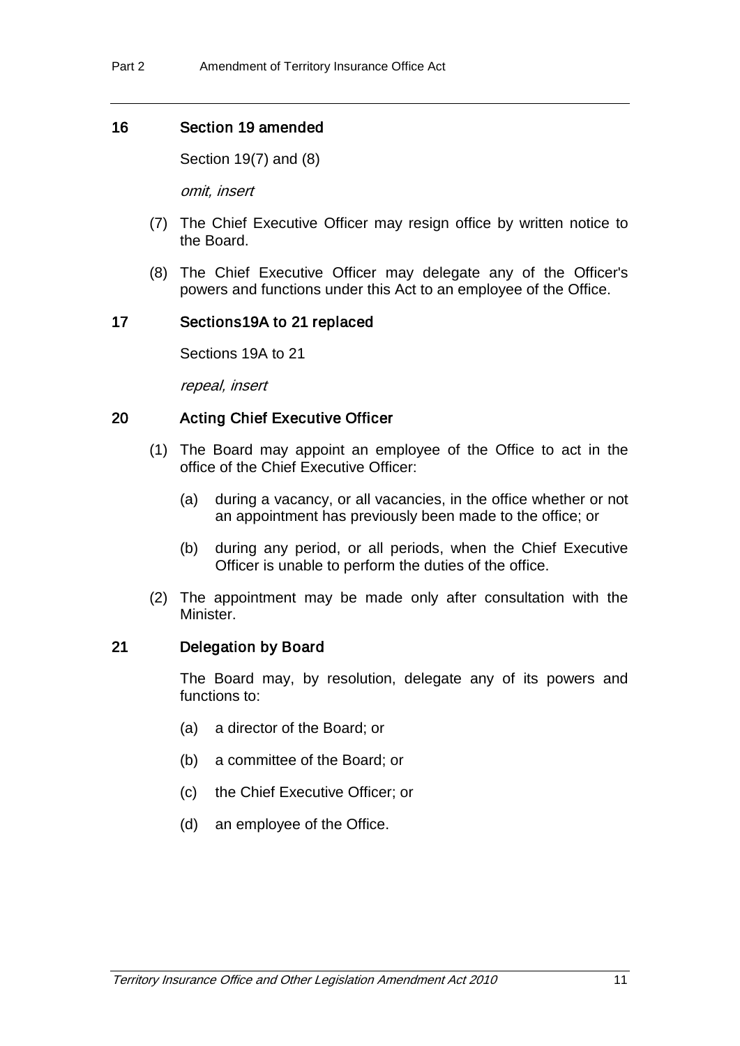### 16 Section 19 amended

Section 19(7) and (8)

*omit, insert*

(7) The Chief Executive Officer may resign office by written notice to the Board.

(8) The Chief Executive Officer may delegate any of the Officer's powers and functions under this Act to an employee of the Office.

### 17 Sections19A to 21 replaced

Sections 19A to 21

*repeal, insert*

### 20 Acting Chief Executive Officer

(1) The Board may appoint an employee of the Office to act in the office of the Chief Executive Officer:

(a) during a vacancy, or all vacancies, in the office whether or not an appointment has previously been made to the office; or

(b) during any period, or all periods, when the Chief Executive Officer is unable to perform the duties of the office.

(2) The appointment may be made only after consultation with the Minister.

### 21 Delegation by Board

The Board may, by resolution, delegate any of its powers and functions to:

(a) a director of the Board; or

(b) a committee of the Board; or

(c) the Chief Executive Officer; or

(d) an employee of the Office.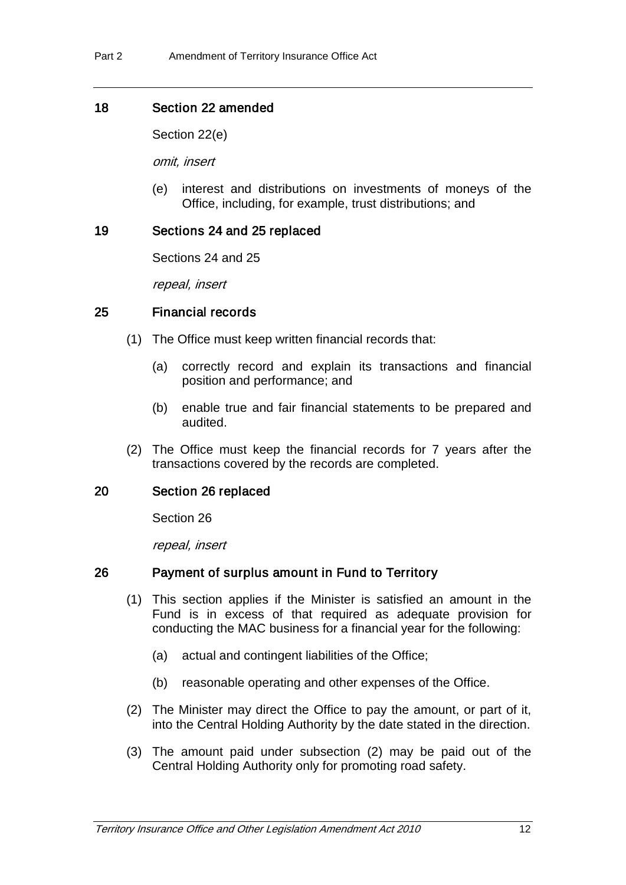### 18 Section 22 amended

Section 22(e)

*omit, insert*

(e) interest and distributions on investments of moneys of the Office, including, for example, trust distributions; and

### 19 Sections 24 and 25 replaced

Sections 24 and 25

*repeal, insert*

### 25 Financial records

(1) The Office must keep written financial records that:

(a) correctly record and explain its transactions and financial position and performance; and

(b) enable true and fair financial statements to be prepared and audited.

(2) The Office must keep the financial records for 7 years after the transactions covered by the records are completed.

### 20 Section 26 replaced

Section 26

*repeal, insert*

### 26 Payment of surplus amount in Fund to Territory

(1) This section applies if the Minister is satisfied an amount in the Fund is in excess of that required as adequate provision for conducting the MAC business for a financial year for the following:

(a) actual and contingent liabilities of the Office;

(b) reasonable operating and other expenses of the Office.

(2) The Minister may direct the Office to pay the amount, or part of it, into the Central Holding Authority by the date stated in the direction.

(3) The amount paid under subsection (2) may be paid out of the Central Holding Authority only for promoting road safety.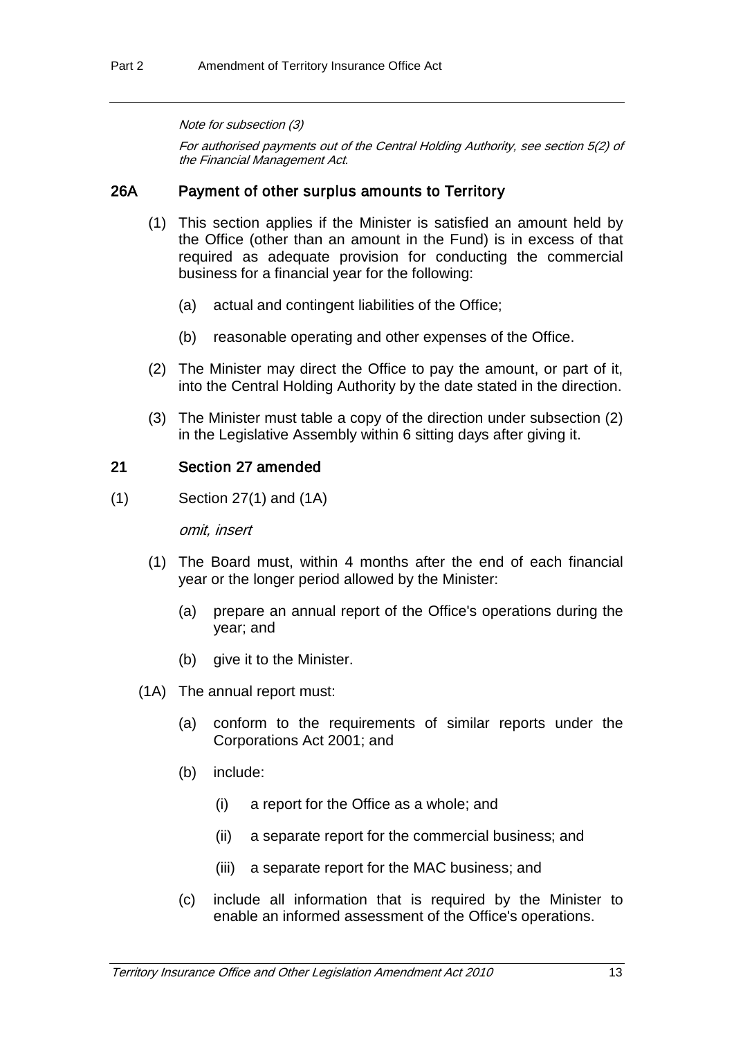*Note for subsection (3)*

*For authorised payments out of the Central Holding Authority, see section 5(2) of the Financial Management Act.*

### 26A Payment of other surplus amounts to Territory

(1) This section applies if the Minister is satisfied an amount held by the Office (other than an amount in the Fund) is in excess of that required as adequate provision for conducting the commercial business for a financial year for the following:

(a) actual and contingent liabilities of the Office;

(b) reasonable operating and other expenses of the Office.

(2) The Minister may direct the Office to pay the amount, or part of it, into the Central Holding Authority by the date stated in the direction.

(3) The Minister must table a copy of the direction under subsection (2) in the Legislative Assembly within 6 sitting days after giving it.

### 21 Section 27 amended

(1) Section 27(1) and (1A)

*omit, insert*

(1) The Board must, within 4 months after the end of each financial year or the longer period allowed by the Minister:

(a) prepare an annual report of the Office's operations during the year; and

(b) give it to the Minister.

(1A) The annual report must:

(a) conform to the requirements of similar reports under the Corporations Act 2001; and

(b) include:

(i) a report for the Office as a whole; and

(ii) a separate report for the commercial business; and

(iii) a separate report for the MAC business; and

(c) include all information that is required by the Minister to enable an informed assessment of the Office's operations.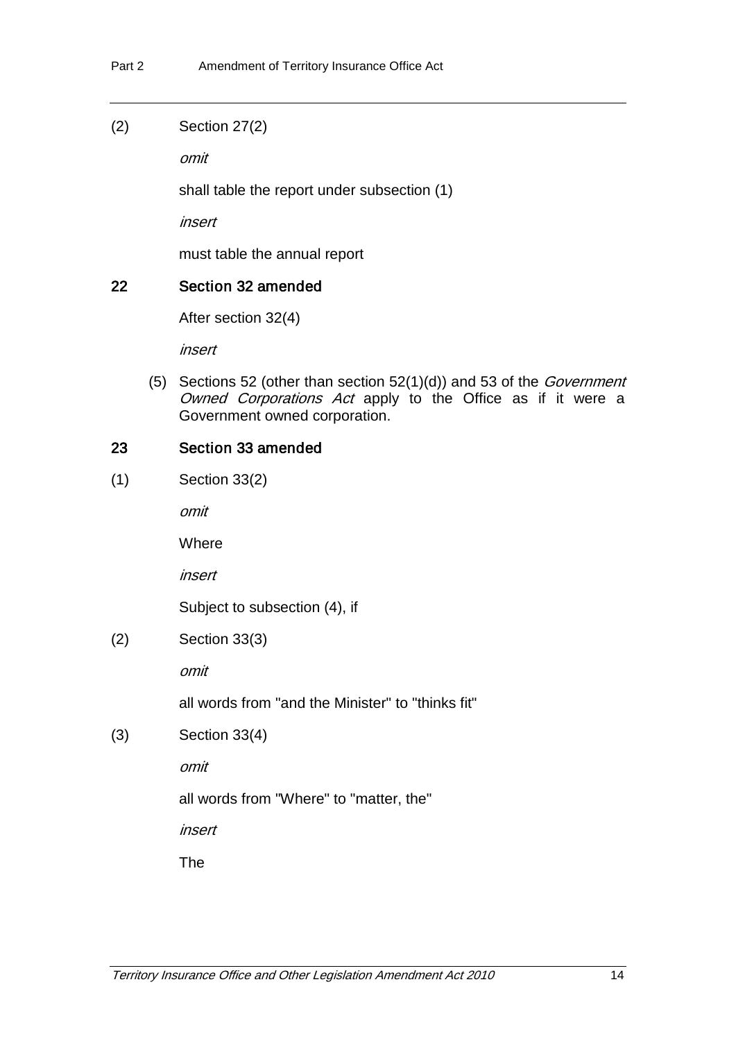(2) Section 27(2)

*omit*

shall table the report under subsection (1)

*insert*

must table the annual report

### 22 Section 32 amended

After section 32(4)

*insert*

(5) Sections 52 (other than section 52(1)(d)) and 53 of the *Government Owned Corporations Act* apply to the Office as if it were a Government owned corporation.

### 23 Section 33 amended

(1) Section 33(2)

*omit*

Where

*insert*

Subject to subsection (4), if

(2) Section 33(3)

*omit*

all words from "and the Minister" to "thinks fit"

(3) Section 33(4)

*omit*

all words from "Where" to "matter, the"

*insert*

The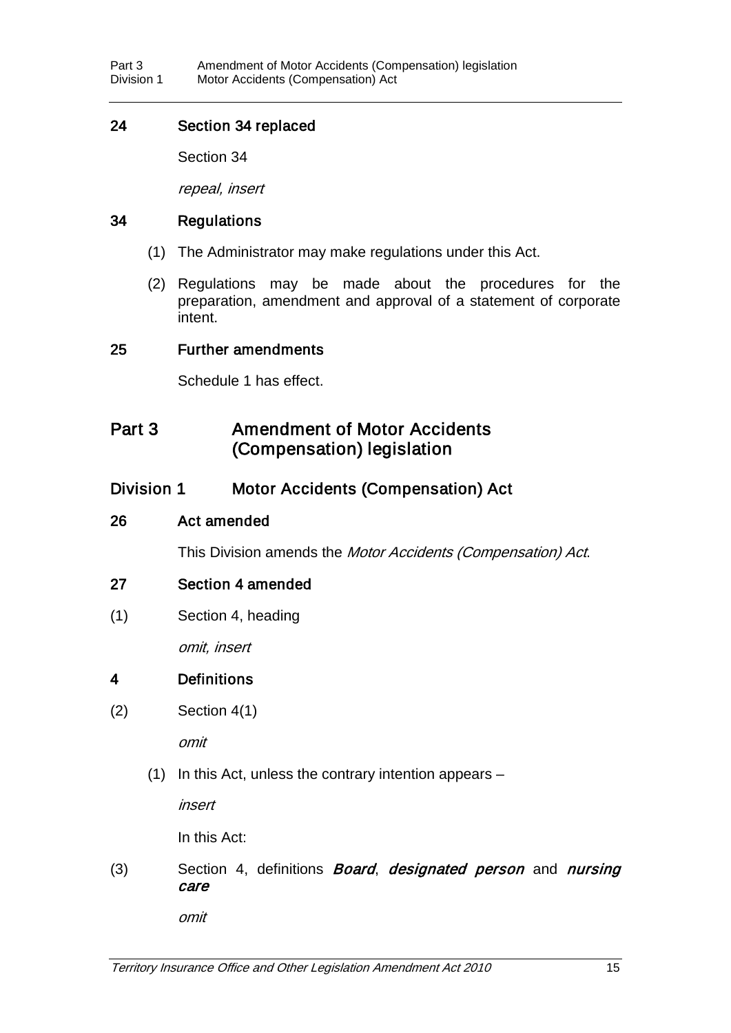### 24 Section 34 replaced

Section 34

*repeal, insert*

### 34 Regulations

(1) The Administrator may make regulations under this Act.

(2) Regulations may be made about the procedures for the preparation, amendment and approval of a statement of corporate intent.

### 25 Further amendments

Schedule 1 has effect.

## Part 3 Amendment of Motor Accidents (Compensation) legislation

## Division 1 Motor Accidents (Compensation) Act

### 26 Act amended

This Division amends the *Motor Accidents (Compensation) Act*.

### 27 Section 4 amended

(1) Section 4, heading

*omit, insert*

### 4 Definitions

(2) Section 4(1)

*omit*

(1) In this Act, unless the contrary intention appears –

*insert*

In this Act:

(3) Section 4, definitions ***Board***, ***designated person*** and ***nursing care***

*omit*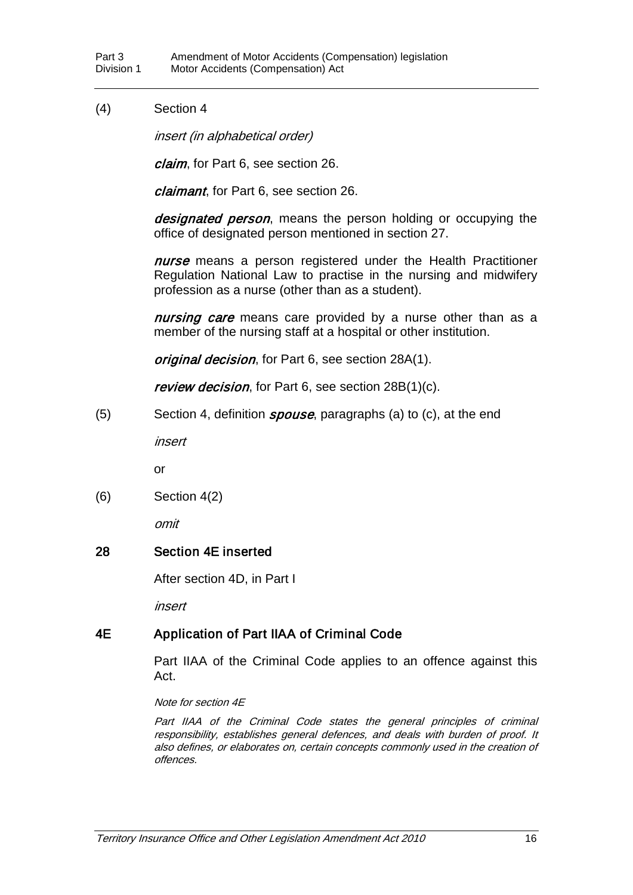(4) Section 4

*insert (in alphabetical order)*

***claim***, for Part 6, see section 26.

***claimant***, for Part 6, see section 26.

***designated person***, means the person holding or occupying the office of designated person mentioned in section 27.

***nurse*** means a person registered under the Health Practitioner Regulation National Law to practise in the nursing and midwifery profession as a nurse (other than as a student).

***nursing care*** means care provided by a nurse other than as a member of the nursing staff at a hospital or other institution.

***original decision***, for Part 6, see section 28A(1).

***review decision***, for Part 6, see section 28B(1)(c).

(5) Section 4, definition ***spouse***, paragraphs (a) to (c), at the end

*insert*

or

(6) Section 4(2)

*omit*

## 28 Section 4E inserted

After section 4D, in Part I

*insert*

## 4E Application of Part IIAA of Criminal Code

Part IIAA of the Criminal Code applies to an offence against this Act.

*Note for section 4E*

*Part IIAA of the Criminal Code states the general principles of criminal responsibility, establishes general defences, and deals with burden of proof. It also defines, or elaborates on, certain concepts commonly used in the creation of offences.*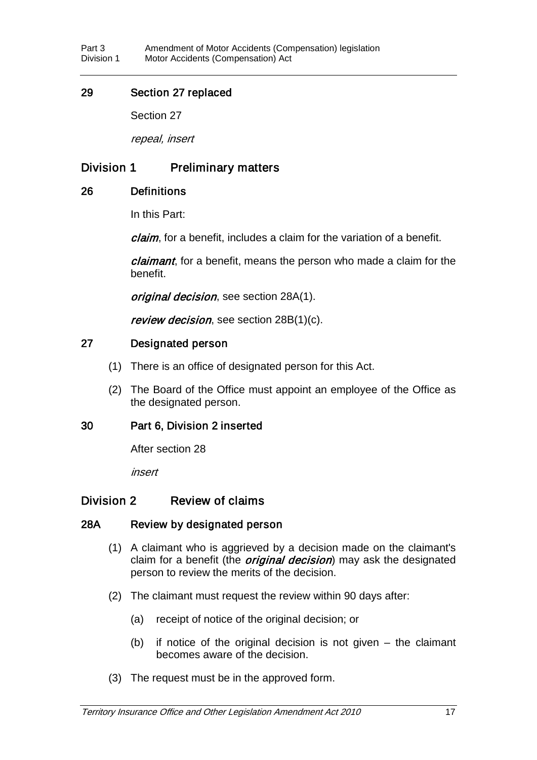### 29 Section 27 replaced

Section 27

*repeal, insert*

## Division 1 Preliminary matters

### 26 Definitions

In this Part:

***claim***, for a benefit, includes a claim for the variation of a benefit.

***claimant***, for a benefit, means the person who made a claim for the benefit.

***original decision***, see section 28A(1).

***review decision***, see section 28B(1)(c).

### 27 Designated person

(1) There is an office of designated person for this Act.

(2) The Board of the Office must appoint an employee of the Office as the designated person.

### 30 Part 6, Division 2 inserted

After section 28

*insert*

## Division 2 Review of claims

### 28A Review by designated person

(1) A claimant who is aggrieved by a decision made on the claimant's claim for a benefit (the ***original decision***) may ask the designated person to review the merits of the decision.

(2) The claimant must request the review within 90 days after:

(a) receipt of notice of the original decision; or

(b) if notice of the original decision is not given – the claimant becomes aware of the decision.

(3) The request must be in the approved form.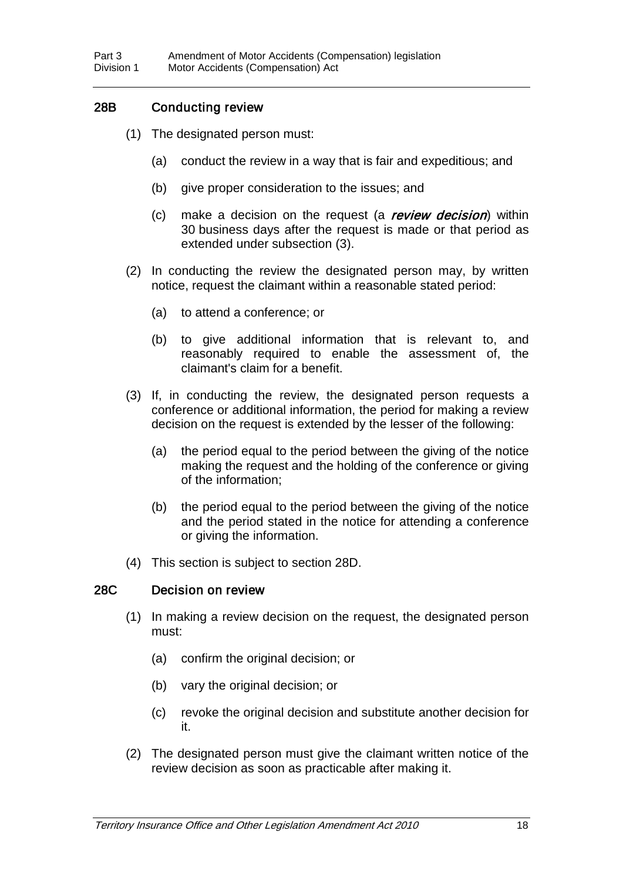### 28B Conducting review

(1) The designated person must:

(a) conduct the review in a way that is fair and expeditious; and

(b) give proper consideration to the issues; and

(c) make a decision on the request (a ***review decision***) within 30 business days after the request is made or that period as extended under subsection (3).

(2) In conducting the review the designated person may, by written notice, request the claimant within a reasonable stated period:

(a) to attend a conference; or

(b) to give additional information that is relevant to, and reasonably required to enable the assessment of, the claimant's claim for a benefit.

(3) If, in conducting the review, the designated person requests a conference or additional information, the period for making a review decision on the request is extended by the lesser of the following:

(a) the period equal to the period between the giving of the notice making the request and the holding of the conference or giving of the information;

(b) the period equal to the period between the giving of the notice and the period stated in the notice for attending a conference or giving the information.

(4) This section is subject to section 28D.

### 28C Decision on review

(1) In making a review decision on the request, the designated person must:

(a) confirm the original decision; or

(b) vary the original decision; or

(c) revoke the original decision and substitute another decision for it.

(2) The designated person must give the claimant written notice of the review decision as soon as practicable after making it.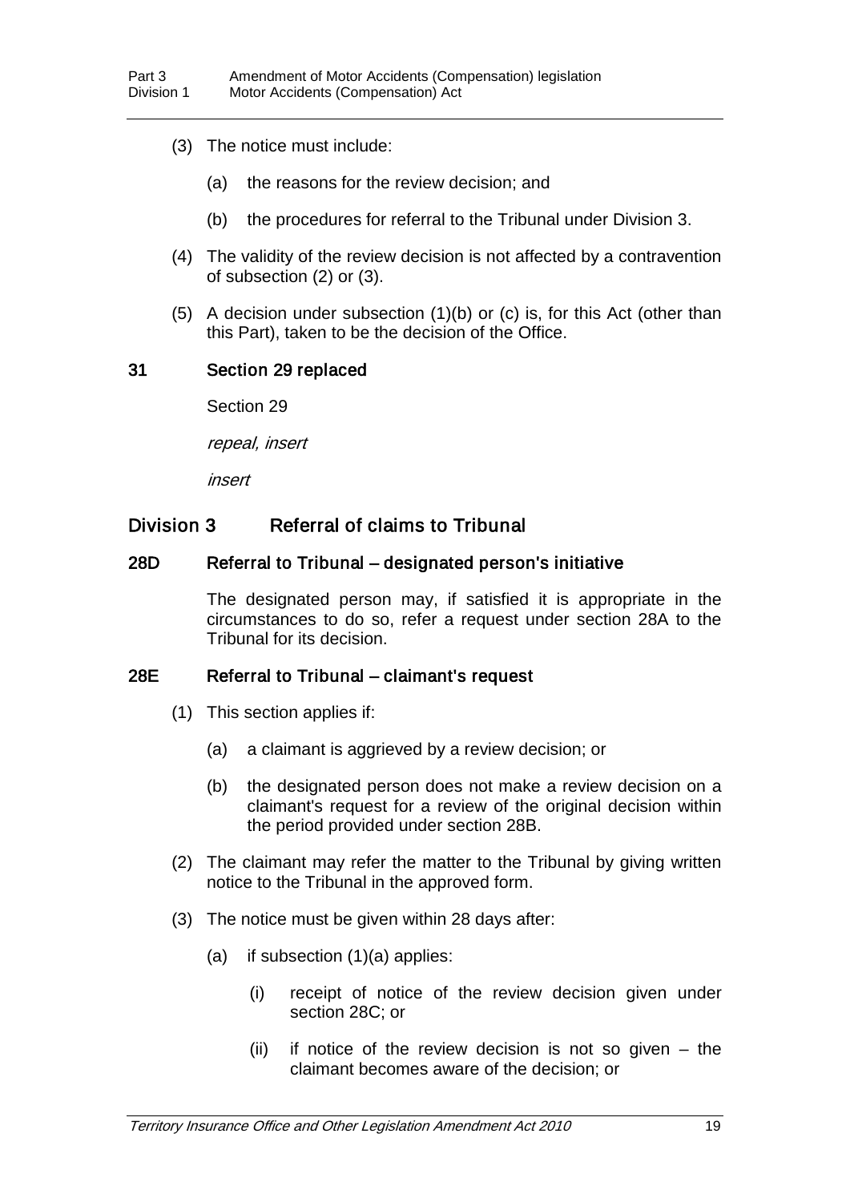(3) The notice must include:

(a) the reasons for the review decision; and

(b) the procedures for referral to the Tribunal under Division 3.

(4) The validity of the review decision is not affected by a contravention of subsection (2) or (3).

(5) A decision under subsection (1)(b) or (c) is, for this Act (other than this Part), taken to be the decision of the Office.

### 31 Section 29 replaced

Section 29

*repeal, insert*

*insert*

## Division 3 Referral of claims to Tribunal

### 28D Referral to Tribunal – designated person's initiative

The designated person may, if satisfied it is appropriate in the circumstances to do so, refer a request under section 28A to the Tribunal for its decision.

### 28E Referral to Tribunal – claimant's request

(1) This section applies if:

(a) a claimant is aggrieved by a review decision; or

(b) the designated person does not make a review decision on a claimant's request for a review of the original decision within the period provided under section 28B.

(2) The claimant may refer the matter to the Tribunal by giving written notice to the Tribunal in the approved form.

(3) The notice must be given within 28 days after:

(a) if subsection (1)(a) applies:

(i) receipt of notice of the review decision given under section 28C; or

(ii) if notice of the review decision is not so given – the claimant becomes aware of the decision; or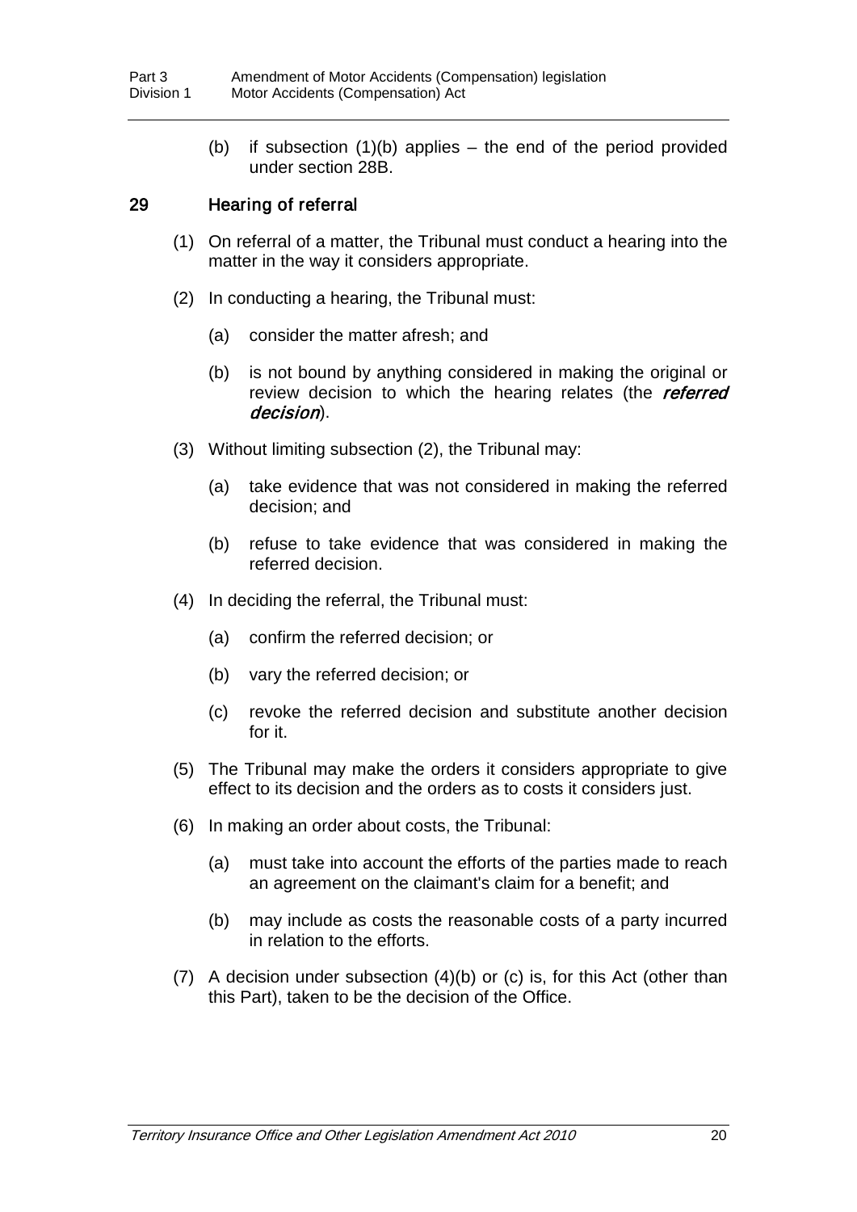(b) if subsection (1)(b) applies – the end of the period provided under section 28B.

### 29 Hearing of referral

(1) On referral of a matter, the Tribunal must conduct a hearing into the matter in the way it considers appropriate.

(2) In conducting a hearing, the Tribunal must:

(a) consider the matter afresh; and

(b) is not bound by anything considered in making the original or review decision to which the hearing relates (the ***referred decision***).

(3) Without limiting subsection (2), the Tribunal may:

(a) take evidence that was not considered in making the referred decision; and

(b) refuse to take evidence that was considered in making the referred decision.

(4) In deciding the referral, the Tribunal must:

(a) confirm the referred decision; or

(b) vary the referred decision; or

(c) revoke the referred decision and substitute another decision for it.

(5) The Tribunal may make the orders it considers appropriate to give effect to its decision and the orders as to costs it considers just.

(6) In making an order about costs, the Tribunal:

(a) must take into account the efforts of the parties made to reach an agreement on the claimant's claim for a benefit; and

(b) may include as costs the reasonable costs of a party incurred in relation to the efforts.

(7) A decision under subsection (4)(b) or (c) is, for this Act (other than this Part), taken to be the decision of the Office.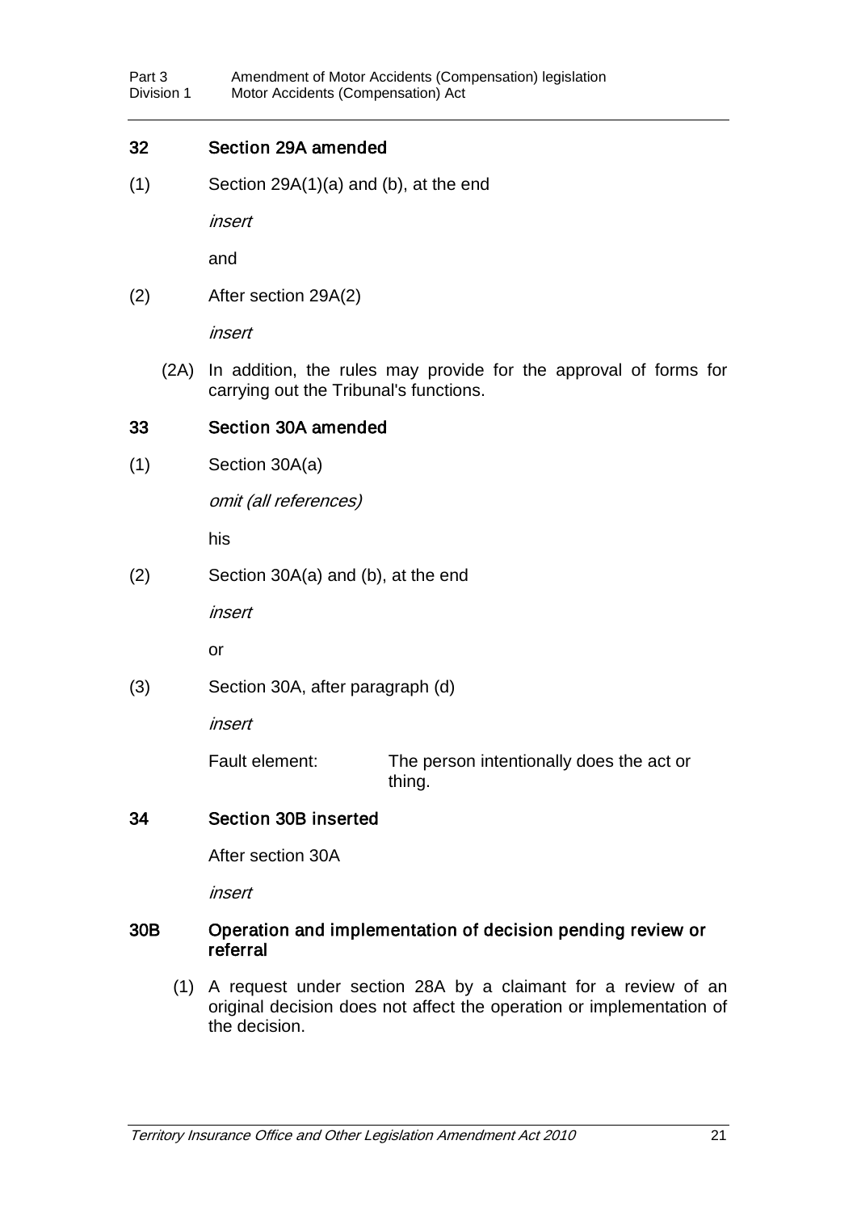### 32 Section 29A amended

(1) Section 29A(1)(a) and (b), at the end

*insert*

and

(2) After section 29A(2)

*insert*

(2A) In addition, the rules may provide for the approval of forms for carrying out the Tribunal's functions.

### 33 Section 30A amended

(1) Section 30A(a)

*omit (all references)*

his

(2) Section 30A(a) and (b), at the end

*insert*

or

(3) Section 30A, after paragraph (d)

*insert*

Fault element: The person intentionally does the act or thing.

### 34 Section 30B inserted

After section 30A

*insert*

### 30B Operation and implementation of decision pending review or referral

(1) A request under section 28A by a claimant for a review of an original decision does not affect the operation or implementation of the decision.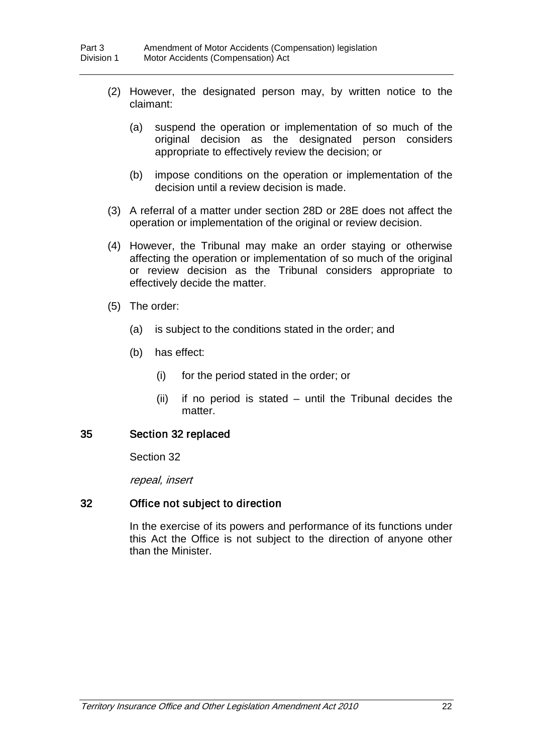(2) However, the designated person may, by written notice to the claimant:

(a) suspend the operation or implementation of so much of the original decision as the designated person considers appropriate to effectively review the decision; or

(b) impose conditions on the operation or implementation of the decision until a review decision is made.

(3) A referral of a matter under section 28D or 28E does not affect the operation or implementation of the original or review decision.

(4) However, the Tribunal may make an order staying or otherwise affecting the operation or implementation of so much of the original or review decision as the Tribunal considers appropriate to effectively decide the matter.

(5) The order:

(a) is subject to the conditions stated in the order; and

(b) has effect:

(i) for the period stated in the order; or

(ii) if no period is stated – until the Tribunal decides the matter.

### 35 Section 32 replaced

Section 32

*repeal, insert*

### 32 Office not subject to direction

In the exercise of its powers and performance of its functions under this Act the Office is not subject to the direction of anyone other than the Minister.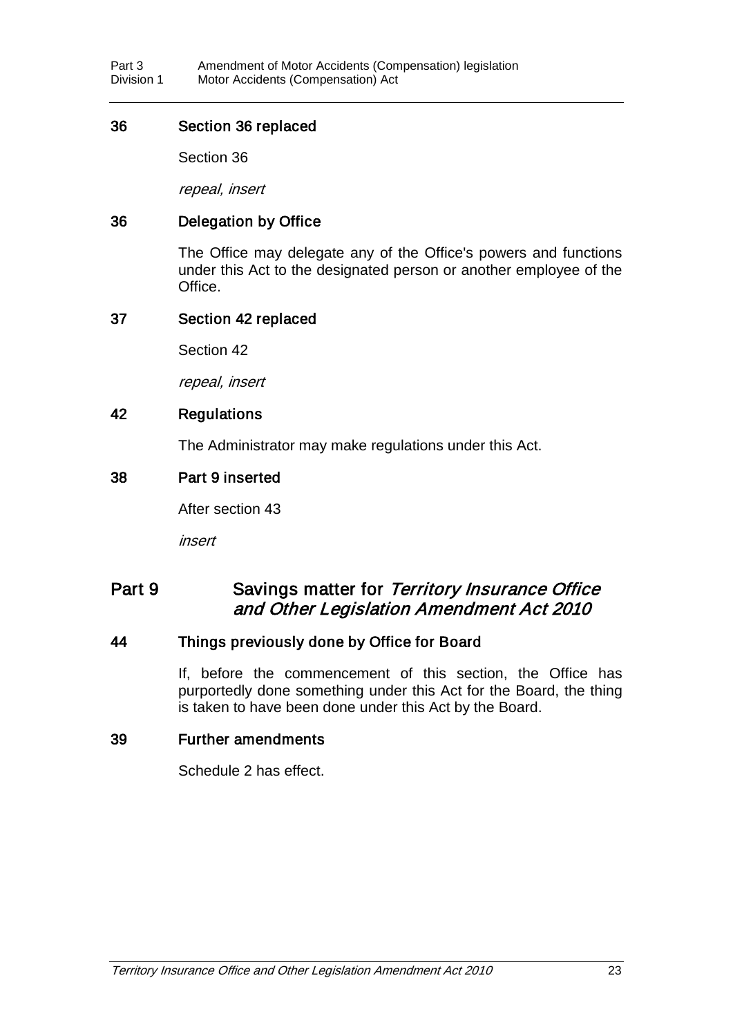### 36 Section 36 replaced

Section 36

*repeal, insert*

### 36 Delegation by Office

The Office may delegate any of the Office's powers and functions under this Act to the designated person or another employee of the Office.

### 37 Section 42 replaced

Section 42

*repeal, insert*

### 42 Regulations

The Administrator may make regulations under this Act.

### 38 Part 9 inserted

After section 43

*insert*

## Part 9 Savings matter for *Territory Insurance Office and Other Legislation Amendment Act 2010*

### 44 Things previously done by Office for Board

If, before the commencement of this section, the Office has purportedly done something under this Act for the Board, the thing is taken to have been done under this Act by the Board.

### 39 Further amendments

Schedule 2 has effect.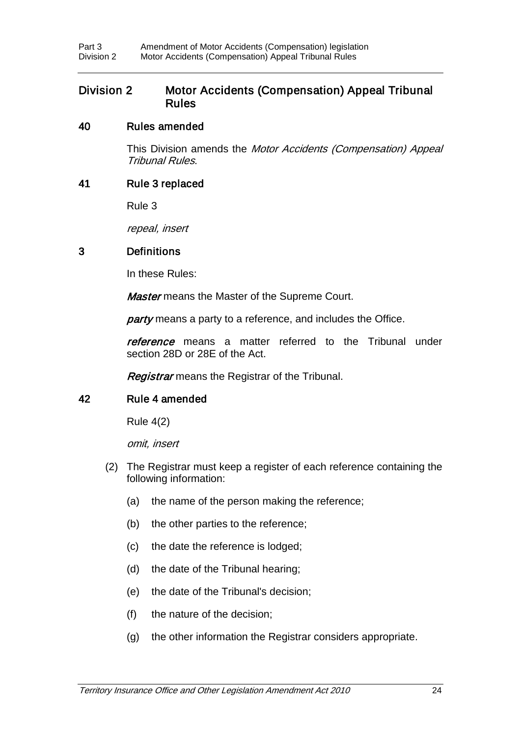## Division 2 Motor Accidents (Compensation) Appeal Tribunal Rules

### 40 Rules amended

This Division amends the *Motor Accidents (Compensation) Appeal Tribunal Rules*.

### 41 Rule 3 replaced

Rule 3

*repeal, insert*

### 3 Definitions

In these Rules:

***Master*** means the Master of the Supreme Court.

***party*** means a party to a reference, and includes the Office.

***reference*** means a matter referred to the Tribunal under section 28D or 28E of the Act.

***Registrar*** means the Registrar of the Tribunal.

### 42 Rule 4 amended

Rule 4(2)

*omit, insert*

(2) The Registrar must keep a register of each reference containing the following information:

(a) the name of the person making the reference;

(b) the other parties to the reference;

(c) the date the reference is lodged;

(d) the date of the Tribunal hearing;

(e) the date of the Tribunal's decision;

(f) the nature of the decision;

(g) the other information the Registrar considers appropriate.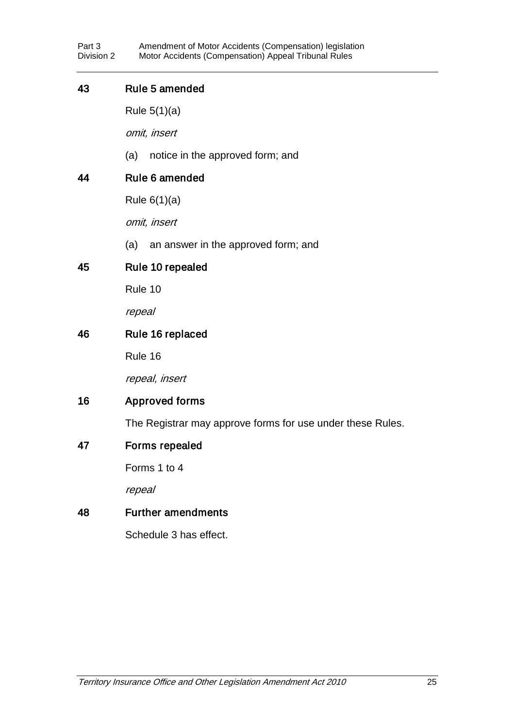### 43 Rule 5 amended

Rule 5(1)(a)

*omit, insert*

(a) notice in the approved form; and

### 44 Rule 6 amended

Rule 6(1)(a)

*omit, insert*

(a) an answer in the approved form; and

### 45 Rule 10 repealed

Rule 10

*repeal*

### 46 Rule 16 replaced

Rule 16

*repeal, insert*

### 16 Approved forms

The Registrar may approve forms for use under these Rules.

### 47 Forms repealed

Forms 1 to 4

*repeal*

### 48 Further amendments

Schedule 3 has effect.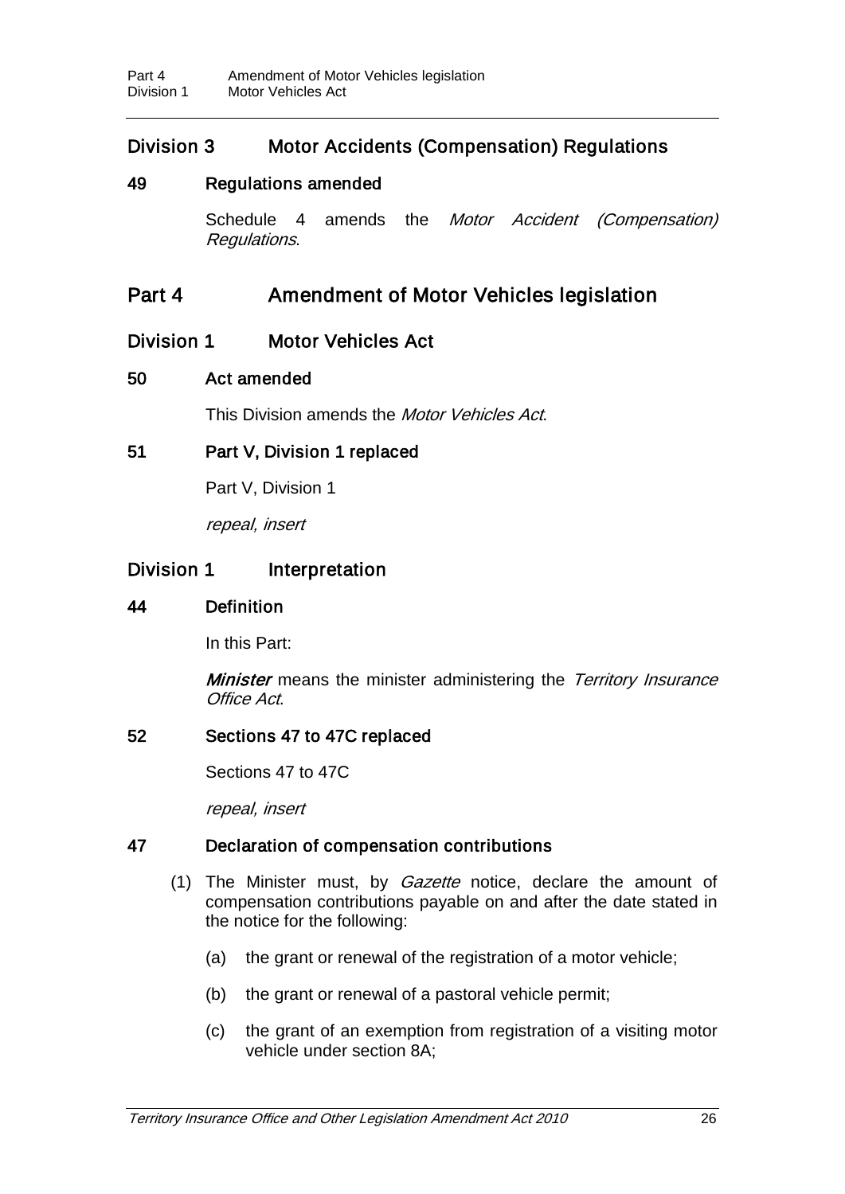## Division 3 Motor Accidents (Compensation) Regulations

### 49 Regulations amended

Schedule 4 amends the *Motor Accident (Compensation) Regulations*.

# Part 4 Amendment of Motor Vehicles legislation

## Division 1 Motor Vehicles Act

### 50 Act amended

This Division amends the *Motor Vehicles Act*.

### 51 Part V, Division 1 replaced

Part V, Division 1

*repeal, insert*

## Division 1 Interpretation

### 44 Definition

In this Part:

***Minister*** means the minister administering the *Territory Insurance Office Act*.

### 52 Sections 47 to 47C replaced

Sections 47 to 47C

*repeal, insert*

### 47 Declaration of compensation contributions

(1) The Minister must, by *Gazette* notice, declare the amount of compensation contributions payable on and after the date stated in the notice for the following:

(a) the grant or renewal of the registration of a motor vehicle;

(b) the grant or renewal of a pastoral vehicle permit;

(c) the grant of an exemption from registration of a visiting motor vehicle under section 8A;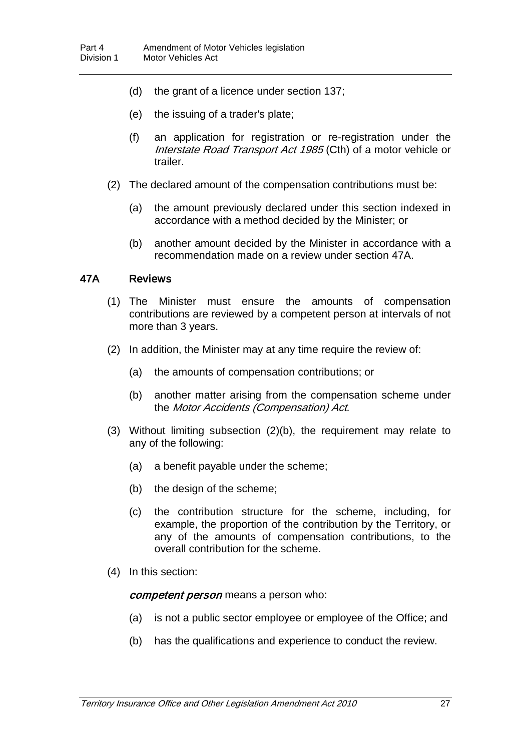(d) the grant of a licence under section 137;

(e) the issuing of a trader's plate;

(f) an application for registration or re-registration under the *Interstate Road Transport Act 1985* (Cth) of a motor vehicle or trailer.

(2) The declared amount of the compensation contributions must be:

(a) the amount previously declared under this section indexed in accordance with a method decided by the Minister; or

(b) another amount decided by the Minister in accordance with a recommendation made on a review under section 47A.

### 47A Reviews

(1) The Minister must ensure the amounts of compensation contributions are reviewed by a competent person at intervals of not more than 3 years.

(2) In addition, the Minister may at any time require the review of:

(a) the amounts of compensation contributions; or

(b) another matter arising from the compensation scheme under the *Motor Accidents (Compensation) Act*.

(3) Without limiting subsection (2)(b), the requirement may relate to any of the following:

(a) a benefit payable under the scheme;

(b) the design of the scheme;

(c) the contribution structure for the scheme, including, for example, the proportion of the contribution by the Territory, or any of the amounts of compensation contributions, to the overall contribution for the scheme.

(4) In this section:

***competent person*** means a person who:

(a) is not a public sector employee or employee of the Office; and

(b) has the qualifications and experience to conduct the review.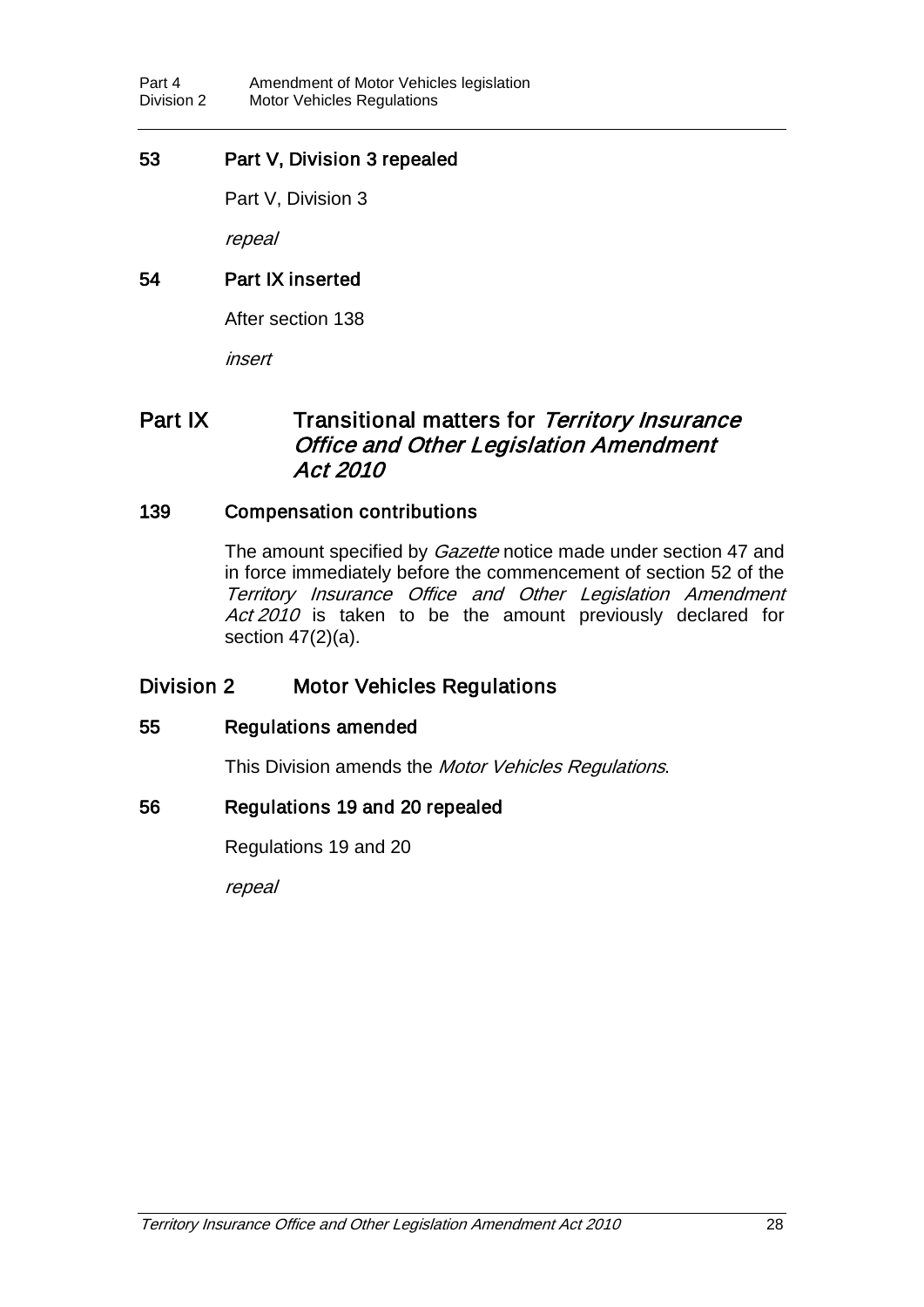### 53 Part V, Division 3 repealed

Part V, Division 3

*repeal*

### 54 Part IX inserted

After section 138

*insert*

## Part IX Transitional matters for *Territory Insurance Office and Other Legislation Amendment Act 2010*

### 139 Compensation contributions

The amount specified by *Gazette* notice made under section 47 and in force immediately before the commencement of section 52 of the *Territory Insurance Office and Other Legislation Amendment Act 2010* is taken to be the amount previously declared for section 47(2)(a).

## Division 2 Motor Vehicles Regulations

### 55 Regulations amended

This Division amends the *Motor Vehicles Regulations*.

### 56 Regulations 19 and 20 repealed

Regulations 19 and 20

*repeal*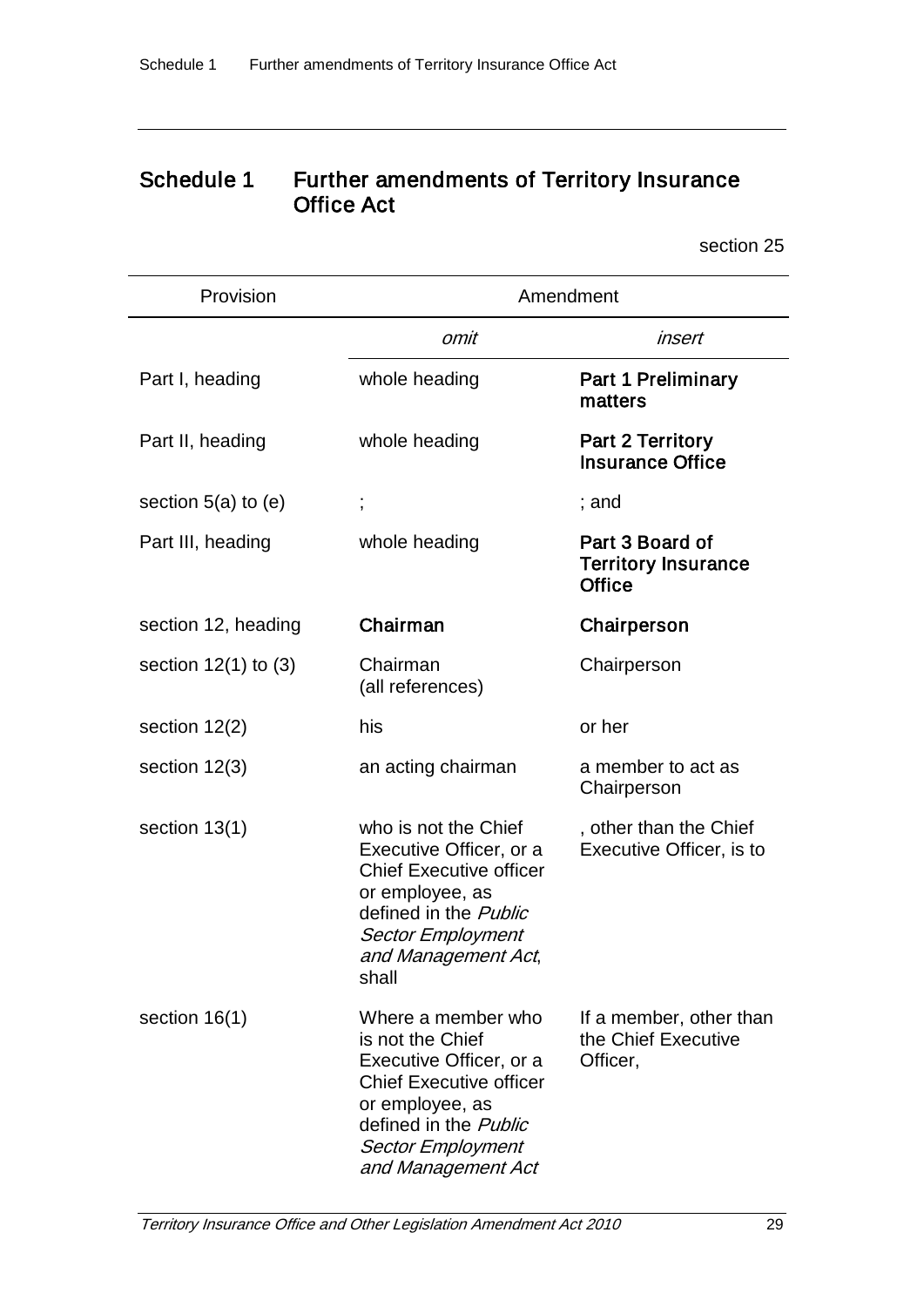# Schedule 1 Further amendments of Territory Insurance Office Act

section 25

| Provision | Amendment | |
|---|---|---|
| | *omit* | *insert* |
| Part I, heading | whole heading | **Part 1 Preliminary matters** |
| Part II, heading | whole heading | **Part 2 Territory Insurance Office** |
| section 5(a) to (e) | ; | ; and |
| Part III, heading | whole heading | **Part 3 Board of Territory Insurance Office** |
| section 12, heading | **Chairman** | **Chairperson** |
| section 12(1) to (3) | Chairman (all references) | Chairperson |
| section 12(2) | his | or her |
| section 12(3) | an acting chairman | a member to act as Chairperson |
| section 13(1) | who is not the Chief Executive Officer, or a Chief Executive officer or employee, as defined in the *Public Sector Employment and Management Act*, shall | , other than the Chief Executive Officer, is to |
| section 16(1) | Where a member who is not the Chief Executive Officer, or a Chief Executive officer or employee, as defined in the *Public Sector Employment and Management Act* | If a member, other than the Chief Executive Officer, |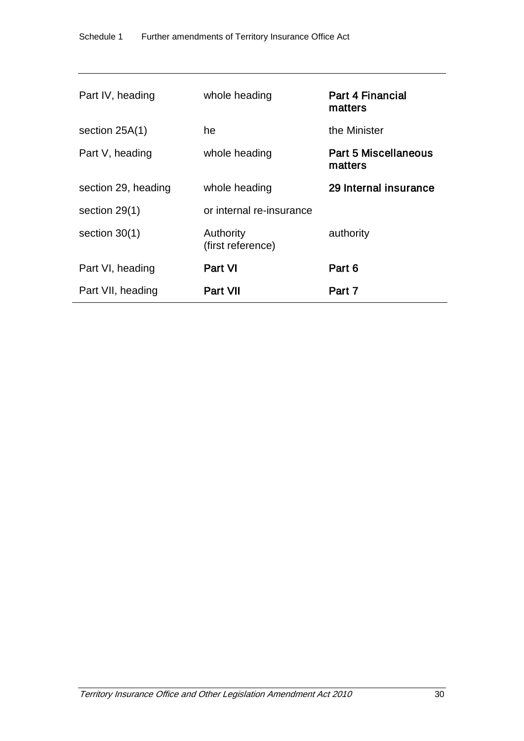| | | |
|---|---|---|
| Part IV, heading | whole heading | **Part 4 Financial matters** |
| section 25A(1) | he | the Minister |
| Part V, heading | whole heading | **Part 5 Miscellaneous matters** |
| section 29, heading | whole heading | **29 Internal insurance** |
| section 29(1) | or internal re-insurance | |
| section 30(1) | Authority (first reference) | authority |
| Part VI, heading | **Part VI** | **Part 6** |
| Part VII, heading | **Part VII** | **Part 7** |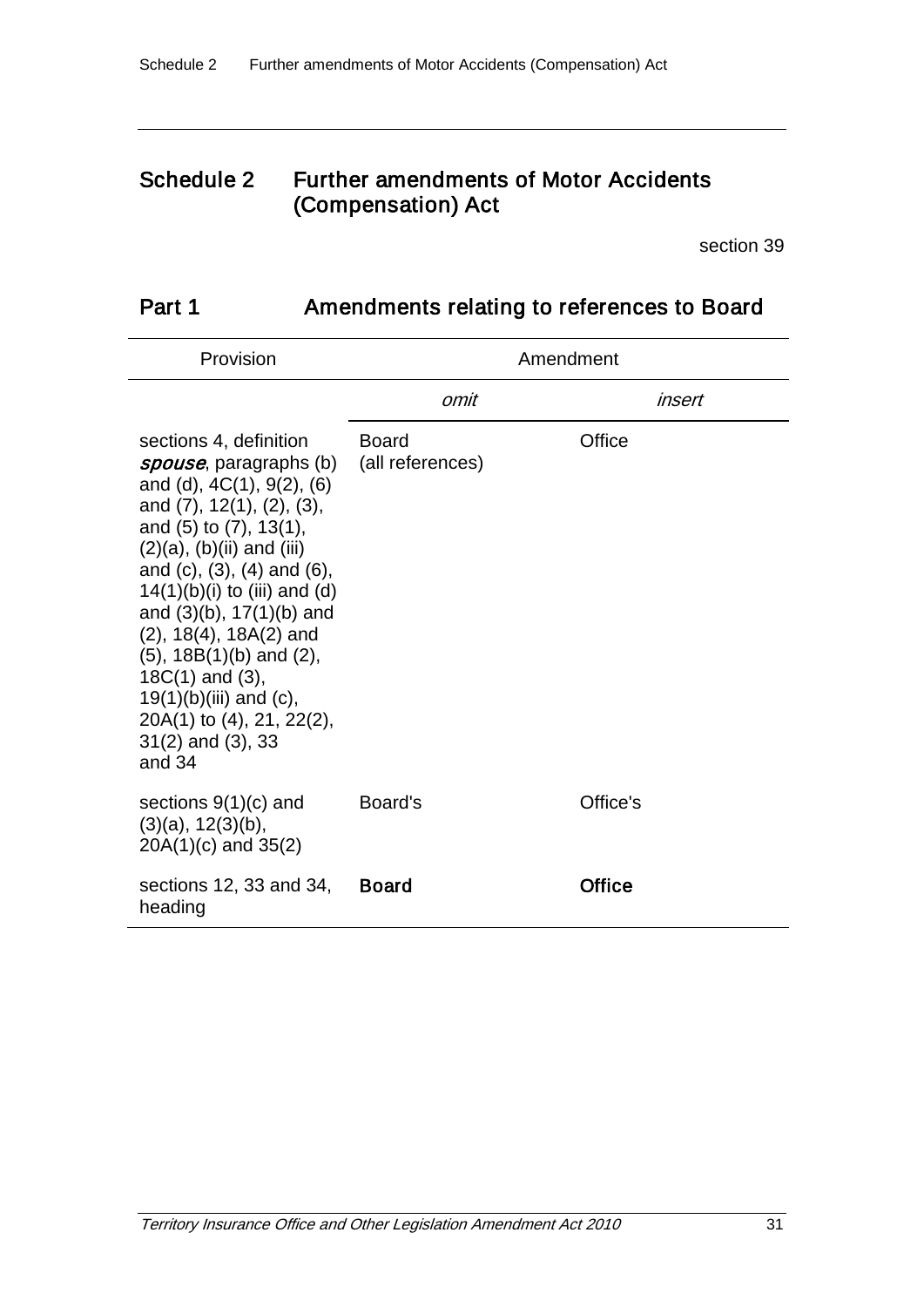# Schedule 2 Further amendments of Motor Accidents (Compensation) Act

section 39

## Part 1 Amendments relating to references to Board

| Provision | Amendment | |
|---|---|---|
| | *omit* | *insert* |
| sections 4, definition ***spouse***, paragraphs (b) and (d), 4C(1), 9(2), (6) and (7), 12(1), (2), (3), and (5) to (7), 13(1), (2)(a), (b)(ii) and (iii) and (c), (3), (4) and (6), 14(1)(b)(i) to (iii) and (d) and (3)(b), 17(1)(b) and (2), 18(4), 18A(2) and (5), 18B(1)(b) and (2), 18C(1) and (3), 19(1)(b)(iii) and (c), 20A(1) to (4), 21, 22(2), 31(2) and (3), 33 and 34 | Board (all references) | Office |
| sections 9(1)(c) and (3)(a), 12(3)(b), 20A(1)(c) and 35(2) | Board's | Office's |
| sections 12, 33 and 34, heading | **Board** | **Office** |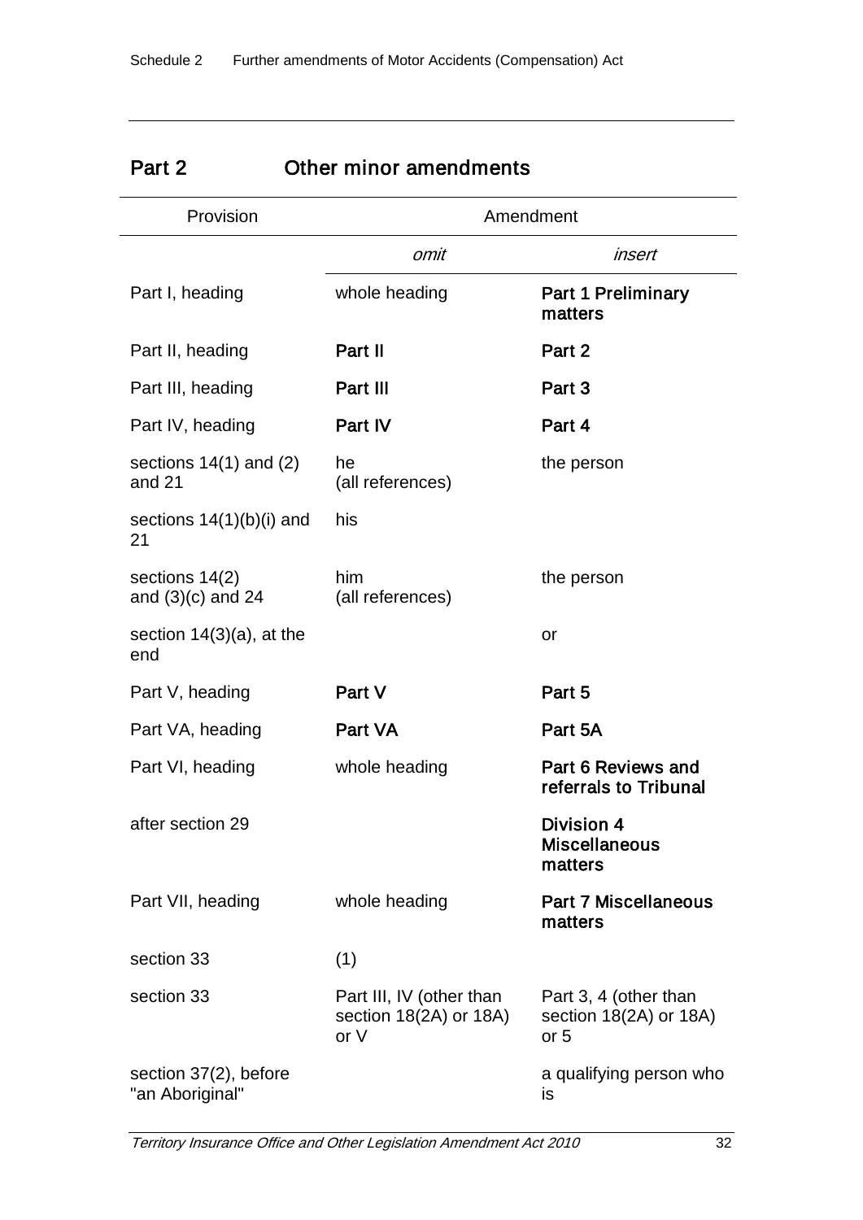## Part 2 Other minor amendments

| Provision | Amendment | |
|---|---|---|
| | *omit* | *insert* |
| Part I, heading | whole heading | **Part 1 Preliminary matters** |
| Part II, heading | **Part II** | **Part 2** |
| Part III, heading | **Part III** | **Part 3** |
| Part IV, heading | **Part IV** | **Part 4** |
| sections 14(1) and (2) and 21 | he (all references) | the person |
| sections 14(1)(b)(i) and 21 | his | |
| sections 14(2) and (3)(c) and 24 | him (all references) | the person |
| section 14(3)(a), at the end | | or |
| Part V, heading | **Part V** | **Part 5** |
| Part VA, heading | **Part VA** | **Part 5A** |
| Part VI, heading | whole heading | **Part 6 Reviews and referrals to Tribunal** |
| after section 29 | | **Division 4 Miscellaneous matters** |
| Part VII, heading | whole heading | **Part 7 Miscellaneous matters** |
| section 33 | (1) | |
| section 33 | Part III, IV (other than section 18(2A) or 18A) or V | Part 3, 4 (other than section 18(2A) or 18A) or 5 |
| section 37(2), before "an Aboriginal" | | a qualifying person who is |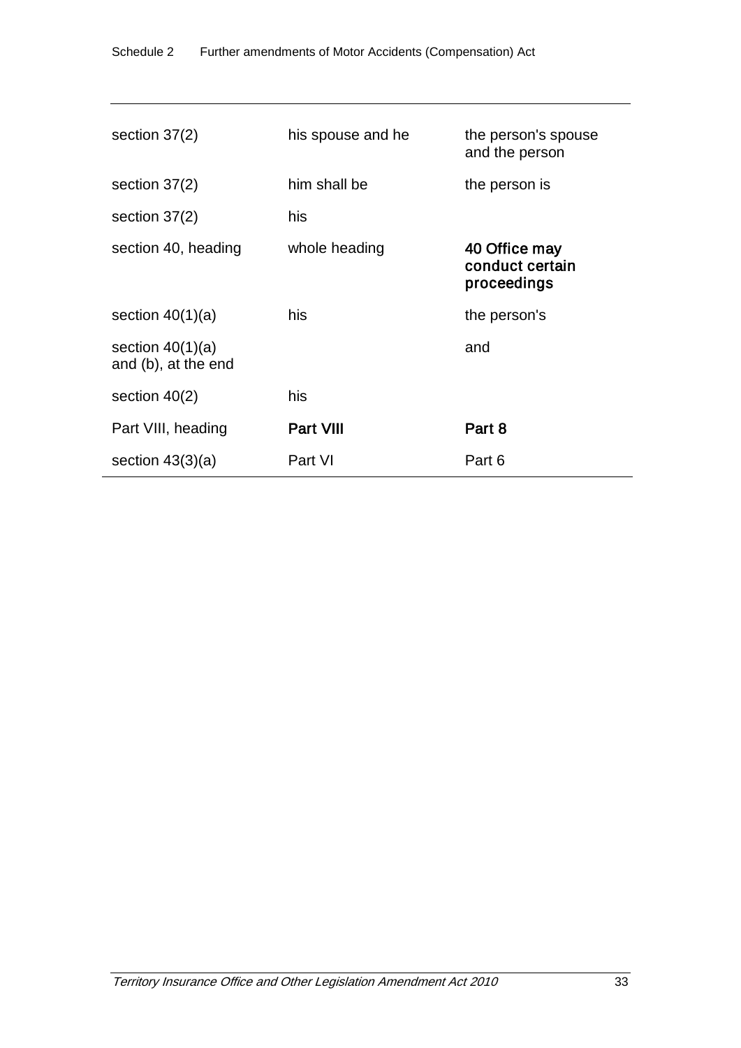| | | |
|---|---|---|
| section 37(2) | his spouse and he | the person's spouse and the person |
| section 37(2) | him shall be | the person is |
| section 37(2) | his | |
| section 40, heading | whole heading | **40 Office may conduct certain proceedings** |
| section 40(1)(a) | his | the person's |
| section 40(1)(a) and (b), at the end | | and |
| section 40(2) | his | |
| Part VIII, heading | **Part VIII** | **Part 8** |
| section 43(3)(a) | Part VI | Part 6 |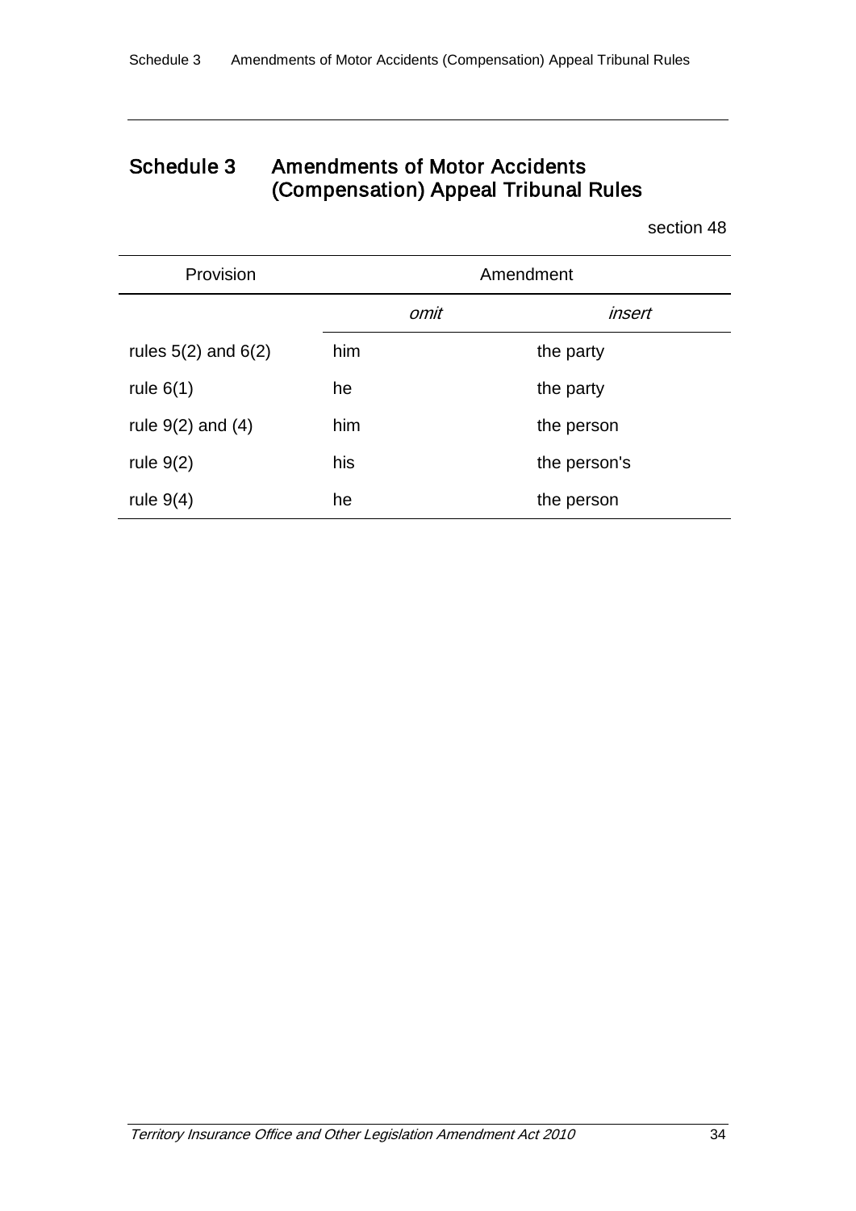# Schedule 3 Amendments of Motor Accidents (Compensation) Appeal Tribunal Rules

section 48

| Provision | Amendment | |
|---|---|---|
| | *omit* | *insert* |
| rules 5(2) and 6(2) | him | the party |
| rule 6(1) | he | the party |
| rule 9(2) and (4) | him | the person |
| rule 9(2) | his | the person's |
| rule 9(4) | he | the person |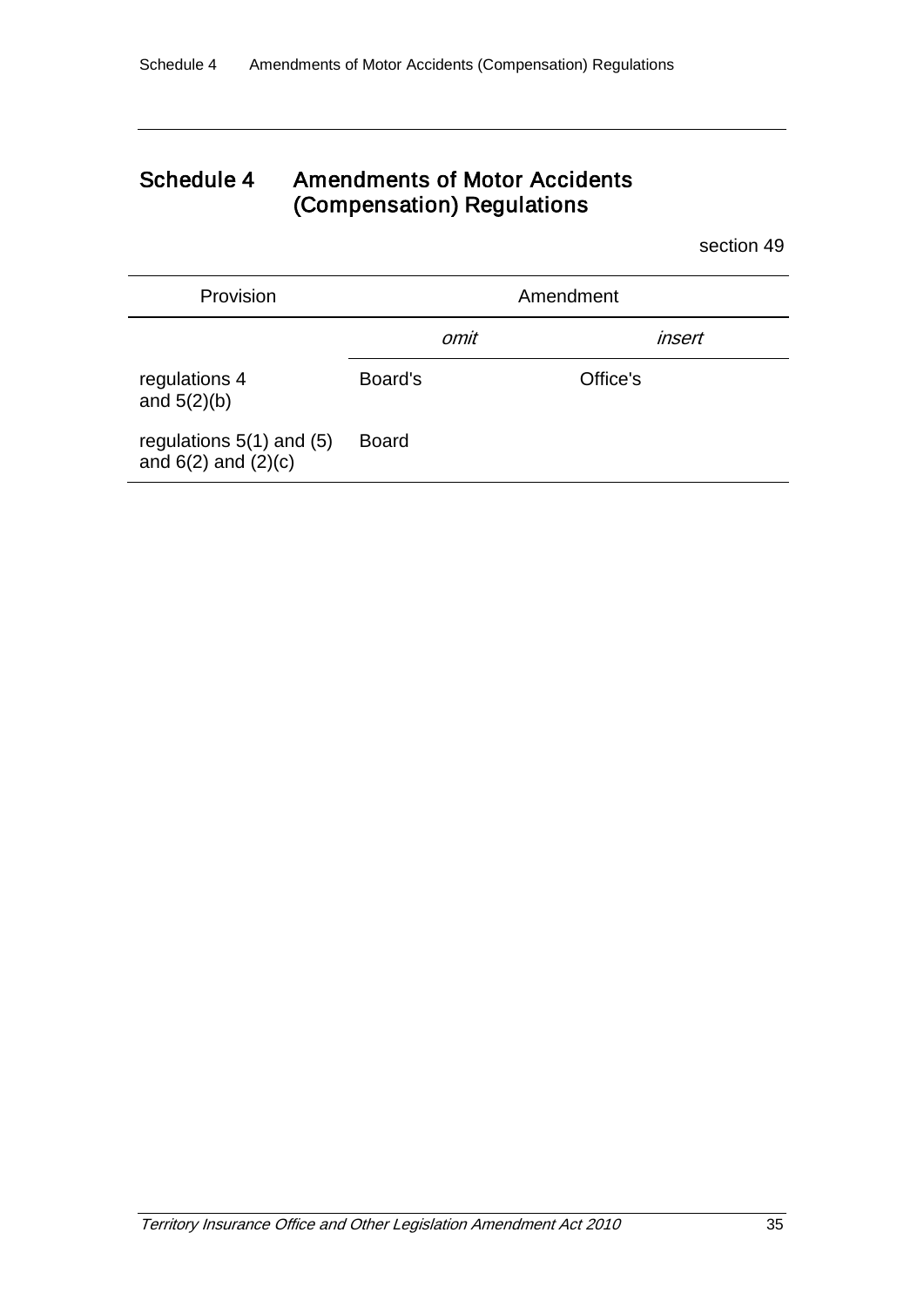# Schedule 4 Amendments of Motor Accidents (Compensation) Regulations

section 49

| Provision | Amendment | |
|---|---|---|
| | *omit* | *insert* |
| regulations 4 and 5(2)(b) | Board's | Office's |
| regulations 5(1) and (5) and 6(2) and (2)(c) | Board | |